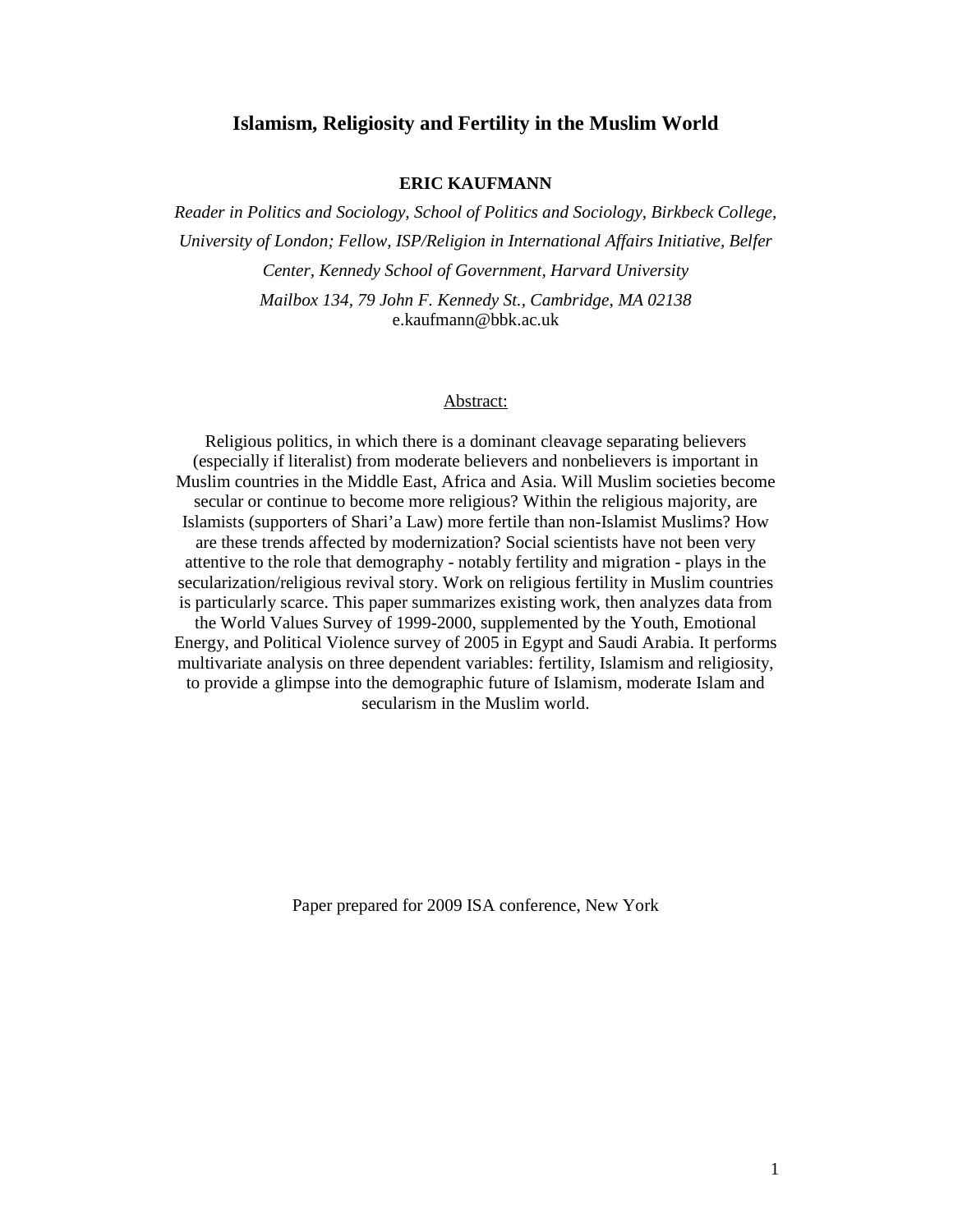# Islamism, Religiosity and Fertility in the Muslim World

**ERIC KAUFMANN**

*Reader in Politics and Sociology, School of Politics and Sociology, Birkbeck College, University of London; Fellow, ISP/Religion in International Affairs Initiative, Belfer Center, Kennedy School of Government, Harvard University*

*Mailbox 134, 79 John F. Kennedy St., Cambridge, MA 02138*

e.kaufmann@bbk.ac.uk

Abstract:

Religious politics, in which there is a dominant cleavage separating believers (especially if literalist) from moderate believers and nonbelievers is important in Muslim countries in the Middle East, Africa and Asia. Will Muslim societies become secular or continue to become more religious? Within the religious majority, are Islamists (supporters of Shari'a Law) more fertile than non-Islamist Muslims? How are these trends affected by modernization? Social scientists have not been very attentive to the role that demography - notably fertility and migration - plays in the secularization/religious revival story. Work on religious fertility in Muslim countries is particularly scarce. This paper summarizes existing work, then analyzes data from the World Values Survey of 1999-2000, supplemented by the Youth, Emotional Energy, and Political Violence survey of 2005 in Egypt and Saudi Arabia. It performs multivariate analysis on three dependent variables: fertility, Islamism and religiosity, to provide a glimpse into the demographic future of Islamism, moderate Islam and secularism in the Muslim world.

Paper prepared for 2009 ISA conference, New York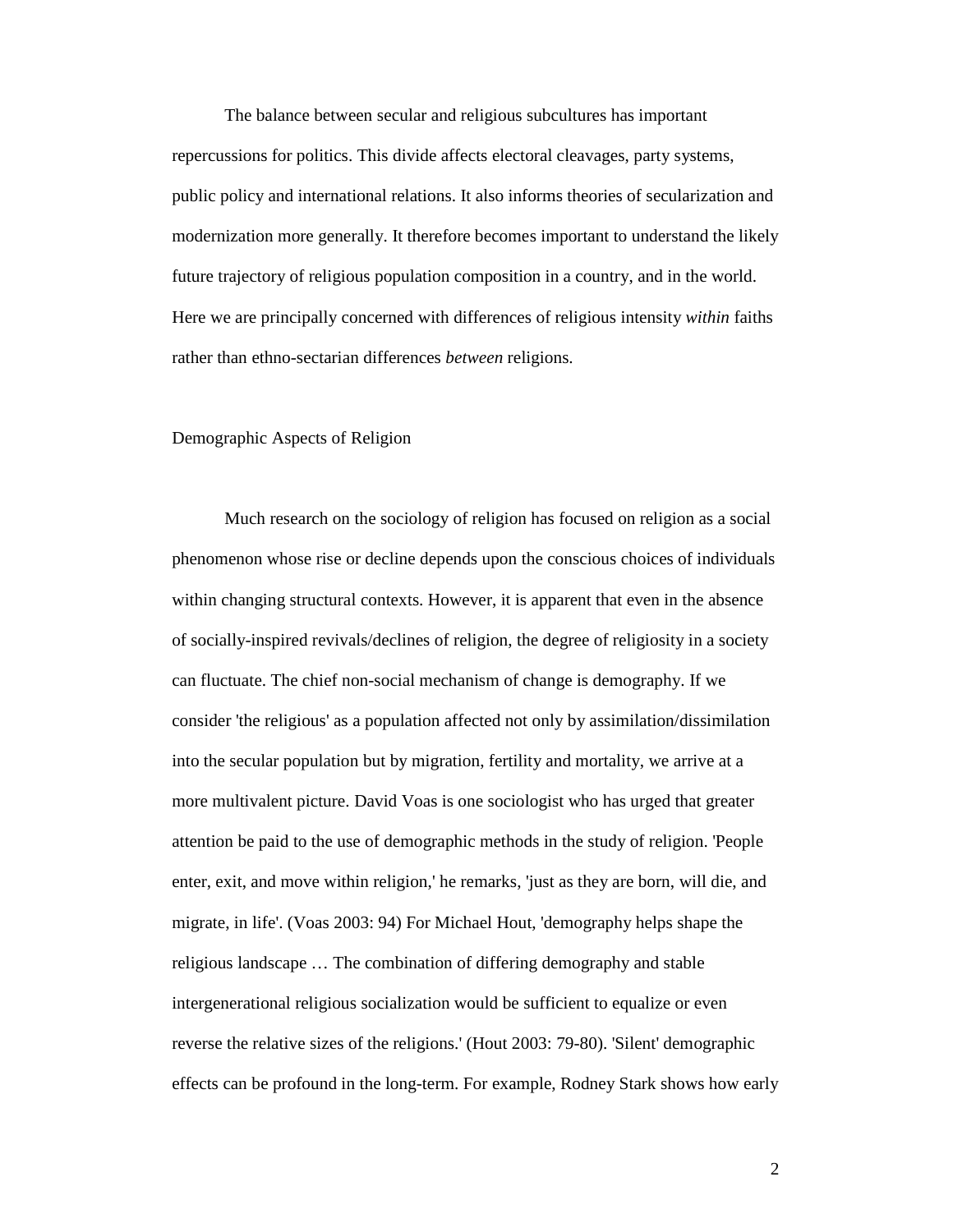The balance between secular and religious subcultures has important repercussions for politics. This divide affects electoral cleavages, party systems, public policy and international relations. It also informs theories of secularization and modernization more generally. It therefore becomes important to understand the likely future trajectory of religious population composition in a country, and in the world. Here we are principally concerned with differences of religious intensity *within* faiths rather than ethno-sectarian differences *between* religions.

## Demographic Aspects of Religion

Much research on the sociology of religion has focused on religion as a social phenomenon whose rise or decline depends upon the conscious choices of individuals within changing structural contexts. However, it is apparent that even in the absence of socially-inspired revivals/declines of religion, the degree of religiosity in a society can fluctuate. The chief non-social mechanism of change is demography. If we consider 'the religious' as a population affected not only by assimilation/dissimilation into the secular population but by migration, fertility and mortality, we arrive at a more multivalent picture. David Voas is one sociologist who has urged that greater attention be paid to the use of demographic methods in the study of religion. 'People enter, exit, and move within religion,' he remarks, 'just as they are born, will die, and migrate, in life'. (Voas 2003: 94) For Michael Hout, 'demography helps shape the religious landscape … The combination of differing demography and stable intergenerational religious socialization would be sufficient to equalize or even reverse the relative sizes of the religions.' (Hout 2003: 79-80). 'Silent' demographic effects can be profound in the long-term. For example, Rodney Stark shows how early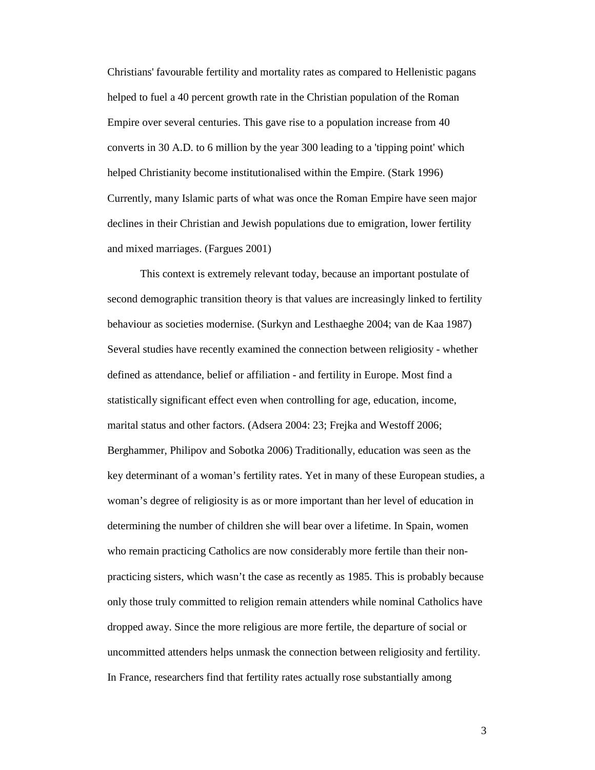Christians' favourable fertility and mortality rates as compared to Hellenistic pagans helped to fuel a 40 percent growth rate in the Christian population of the Roman Empire over several centuries. This gave rise to a population increase from 40 converts in 30 A.D. to 6 million by the year 300 leading to a 'tipping point' which helped Christianity become institutionalised within the Empire. (Stark 1996) Currently, many Islamic parts of what was once the Roman Empire have seen major declines in their Christian and Jewish populations due to emigration, lower fertility and mixed marriages. (Fargues 2001)

This context is extremely relevant today, because an important postulate of second demographic transition theory is that values are increasingly linked to fertility behaviour as societies modernise. (Surkyn and Lesthaeghe 2004; van de Kaa 1987) Several studies have recently examined the connection between religiosity - whether defined as attendance, belief or affiliation - and fertility in Europe. Most find a statistically significant effect even when controlling for age, education, income, marital status and other factors. (Adsera 2004: 23; Frejka and Westoff 2006; Berghammer, Philipov and Sobotka 2006) Traditionally, education was seen as the key determinant of a woman's fertility rates. Yet in many of these European studies, a woman's degree of religiosity is as or more important than her level of education in determining the number of children she will bear over a lifetime. In Spain, women who remain practicing Catholics are now considerably more fertile than their non-practicing sisters, which wasn't the case as recently as 1985. This is probably because only those truly committed to religion remain attenders while nominal Catholics have dropped away. Since the more religious are more fertile, the departure of social or uncommitted attenders helps unmask the connection between religiosity and fertility. In France, researchers find that fertility rates actually rose substantially among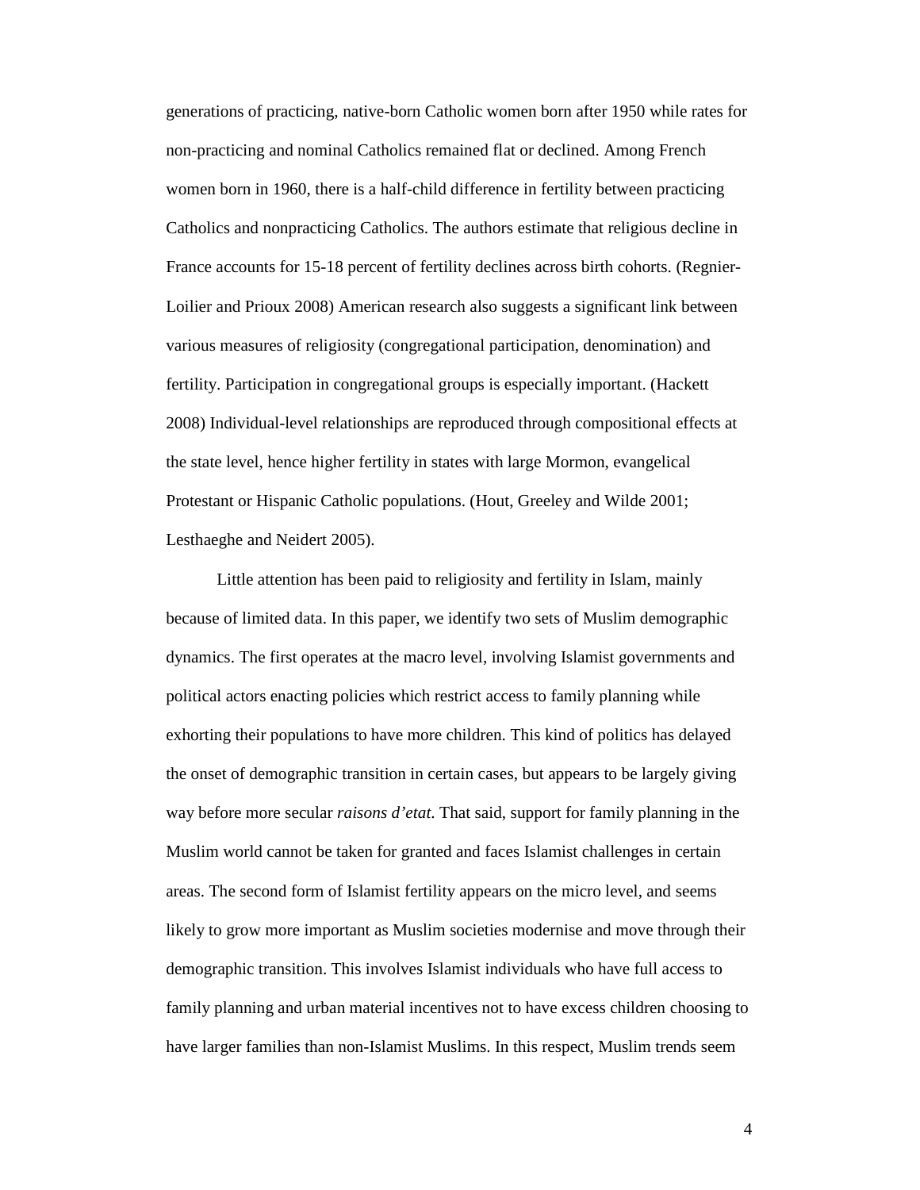generations of practicing, native-born Catholic women born after 1950 while rates for non-practicing and nominal Catholics remained flat or declined. Among French women born in 1960, there is a half-child difference in fertility between practicing Catholics and nonpracticing Catholics. The authors estimate that religious decline in France accounts for 15-18 percent of fertility declines across birth cohorts. (Regnier-Loilier and Prioux 2008) American research also suggests a significant link between various measures of religiosity (congregational participation, denomination) and fertility. Participation in congregational groups is especially important. (Hackett 2008) Individual-level relationships are reproduced through compositional effects at the state level, hence higher fertility in states with large Mormon, evangelical Protestant or Hispanic Catholic populations. (Hout, Greeley and Wilde 2001; Lesthaeghe and Neidert 2005).

Little attention has been paid to religiosity and fertility in Islam, mainly because of limited data. In this paper, we identify two sets of Muslim demographic dynamics. The first operates at the macro level, involving Islamist governments and political actors enacting policies which restrict access to family planning while exhorting their populations to have more children. This kind of politics has delayed the onset of demographic transition in certain cases, but appears to be largely giving way before more secular *raisons d'etat*. That said, support for family planning in the Muslim world cannot be taken for granted and faces Islamist challenges in certain areas. The second form of Islamist fertility appears on the micro level, and seems likely to grow more important as Muslim societies modernise and move through their demographic transition. This involves Islamist individuals who have full access to family planning and urban material incentives not to have excess children choosing to have larger families than non-Islamist Muslims. In this respect, Muslim trends seem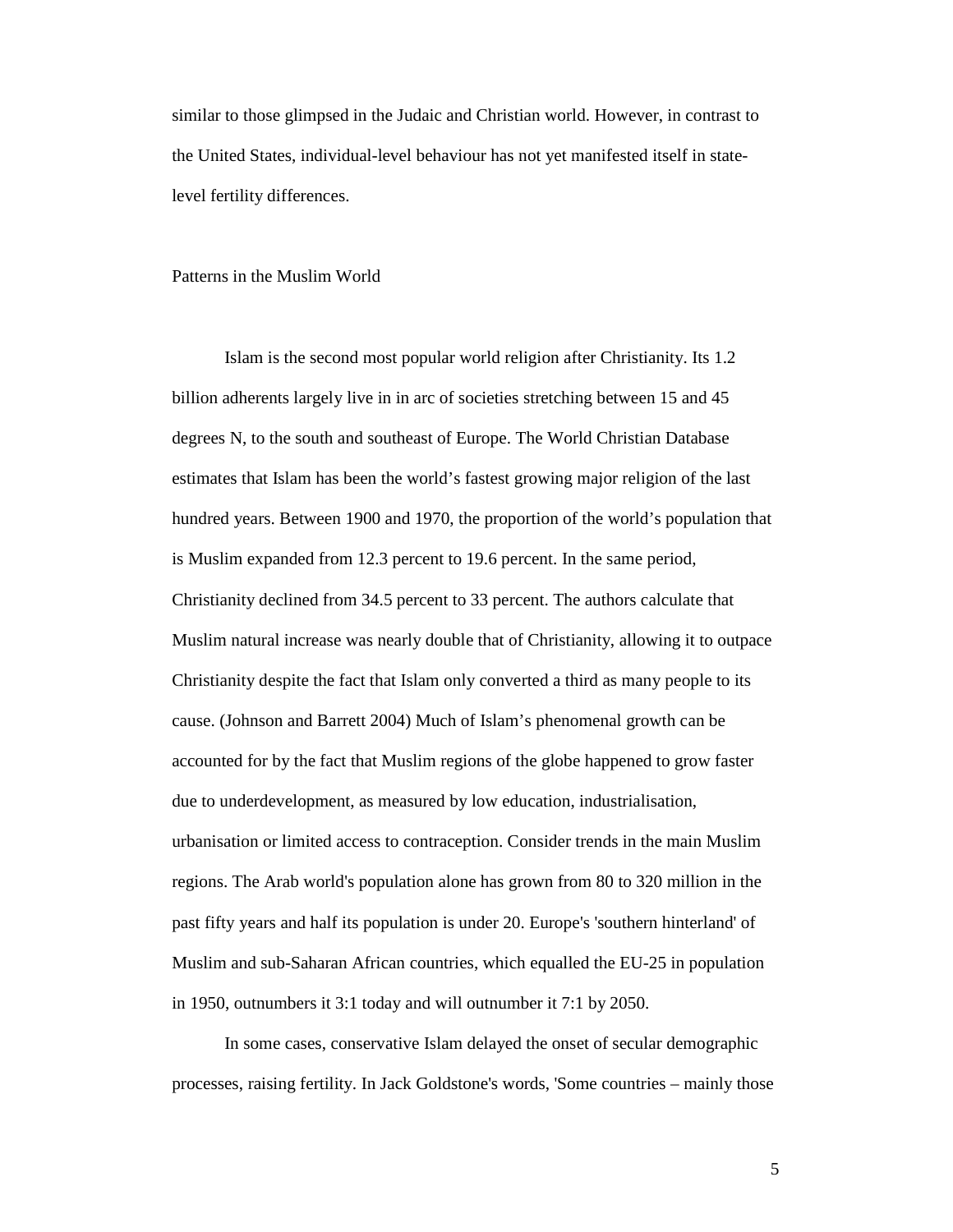similar to those glimpsed in the Judaic and Christian world. However, in contrast to the United States, individual-level behaviour has not yet manifested itself in state-level fertility differences.

## Patterns in the Muslim World

Islam is the second most popular world religion after Christianity. Its 1.2 billion adherents largely live in in arc of societies stretching between 15 and 45 degrees N, to the south and southeast of Europe. The World Christian Database estimates that Islam has been the world's fastest growing major religion of the last hundred years. Between 1900 and 1970, the proportion of the world's population that is Muslim expanded from 12.3 percent to 19.6 percent. In the same period, Christianity declined from 34.5 percent to 33 percent. The authors calculate that Muslim natural increase was nearly double that of Christianity, allowing it to outpace Christianity despite the fact that Islam only converted a third as many people to its cause. (Johnson and Barrett 2004) Much of Islam's phenomenal growth can be accounted for by the fact that Muslim regions of the globe happened to grow faster due to underdevelopment, as measured by low education, industrialisation, urbanisation or limited access to contraception. Consider trends in the main Muslim regions. The Arab world's population alone has grown from 80 to 320 million in the past fifty years and half its population is under 20. Europe's 'southern hinterland' of Muslim and sub-Saharan African countries, which equalled the EU-25 in population in 1950, outnumbers it 3:1 today and will outnumber it 7:1 by 2050.

In some cases, conservative Islam delayed the onset of secular demographic processes, raising fertility. In Jack Goldstone's words, 'Some countries – mainly those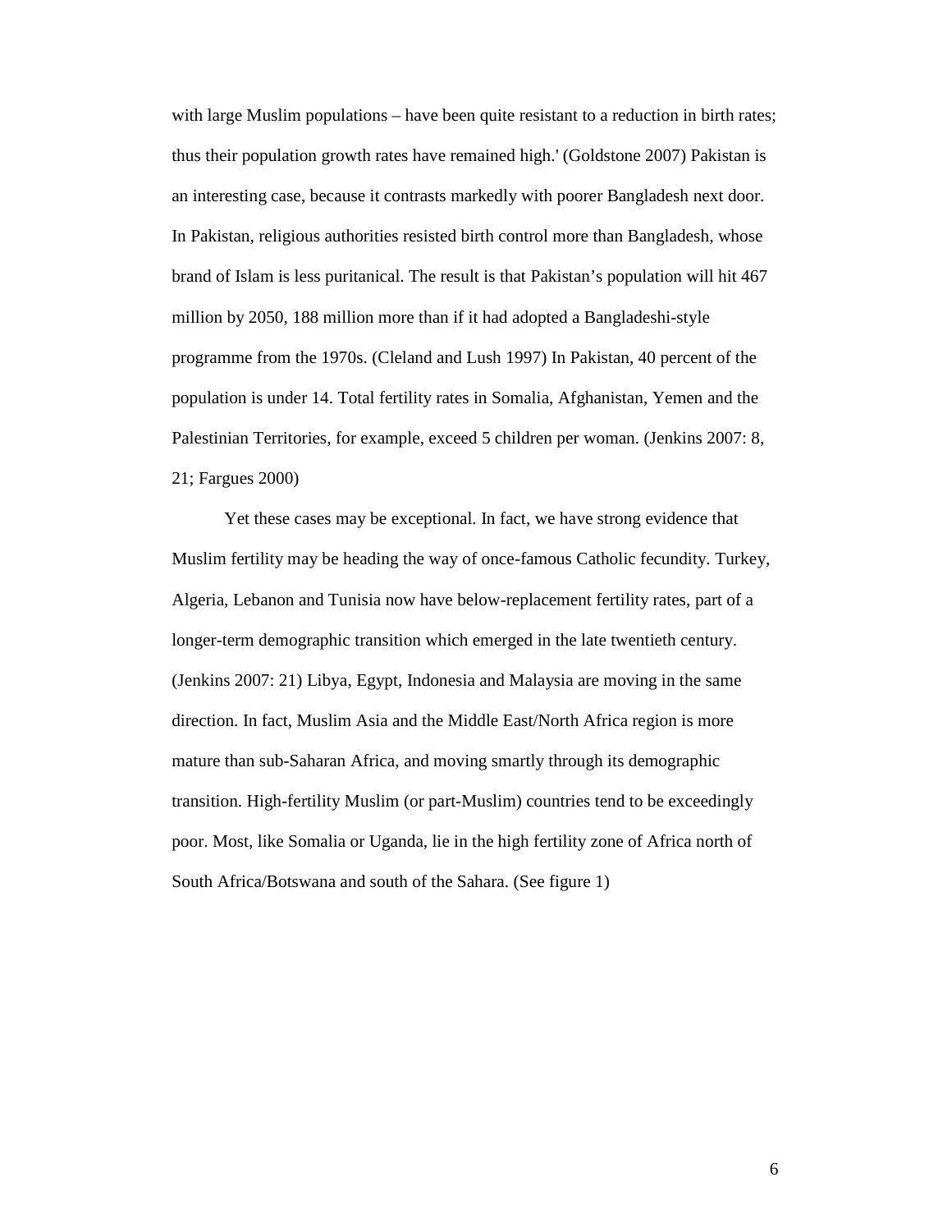with large Muslim populations – have been quite resistant to a reduction in birth rates; thus their population growth rates have remained high.' (Goldstone 2007) Pakistan is an interesting case, because it contrasts markedly with poorer Bangladesh next door. In Pakistan, religious authorities resisted birth control more than Bangladesh, whose brand of Islam is less puritanical. The result is that Pakistan's population will hit 467 million by 2050, 188 million more than if it had adopted a Bangladeshi-style programme from the 1970s. (Cleland and Lush 1997) In Pakistan, 40 percent of the population is under 14. Total fertility rates in Somalia, Afghanistan, Yemen and the Palestinian Territories, for example, exceed 5 children per woman. (Jenkins 2007: 8, 21; Fargues 2000)

Yet these cases may be exceptional. In fact, we have strong evidence that Muslim fertility may be heading the way of once-famous Catholic fecundity. Turkey, Algeria, Lebanon and Tunisia now have below-replacement fertility rates, part of a longer-term demographic transition which emerged in the late twentieth century. (Jenkins 2007: 21) Libya, Egypt, Indonesia and Malaysia are moving in the same direction. In fact, Muslim Asia and the Middle East/North Africa region is more mature than sub-Saharan Africa, and moving smartly through its demographic transition. High-fertility Muslim (or part-Muslim) countries tend to be exceedingly poor. Most, like Somalia or Uganda, lie in the high fertility zone of Africa north of South Africa/Botswana and south of the Sahara. (See figure 1)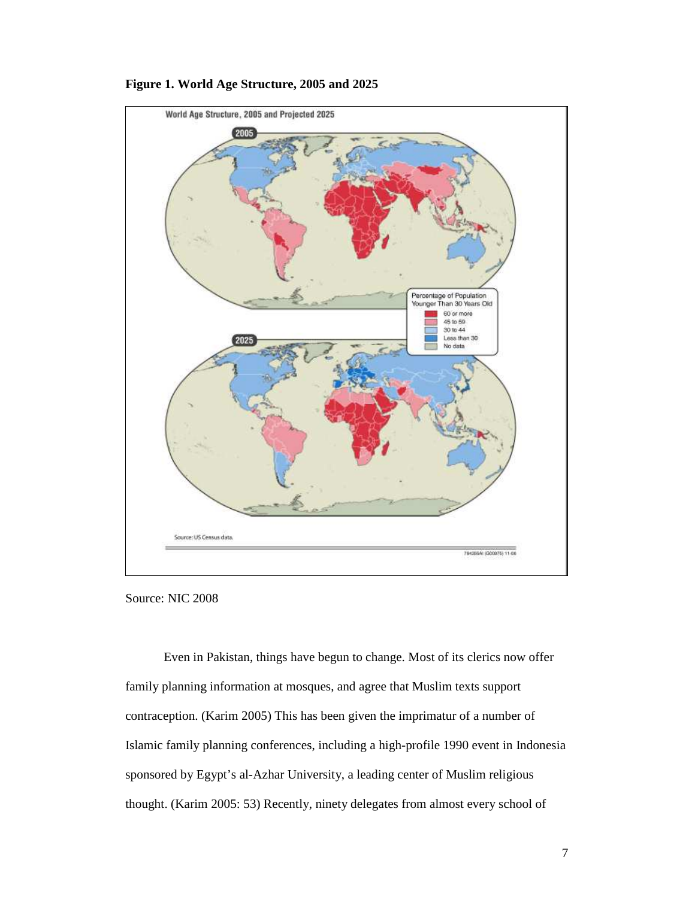**Figure 1. World Age Structure, 2005 and 2025**

Source: NIC 2008

Even in Pakistan, things have begun to change. Most of its clerics now offer family planning information at mosques, and agree that Muslim texts support contraception. (Karim 2005) This has been given the imprimatur of a number of Islamic family planning conferences, including a high-profile 1990 event in Indonesia sponsored by Egypt's al-Azhar University, a leading center of Muslim religious thought. (Karim 2005: 53) Recently, ninety delegates from almost every school of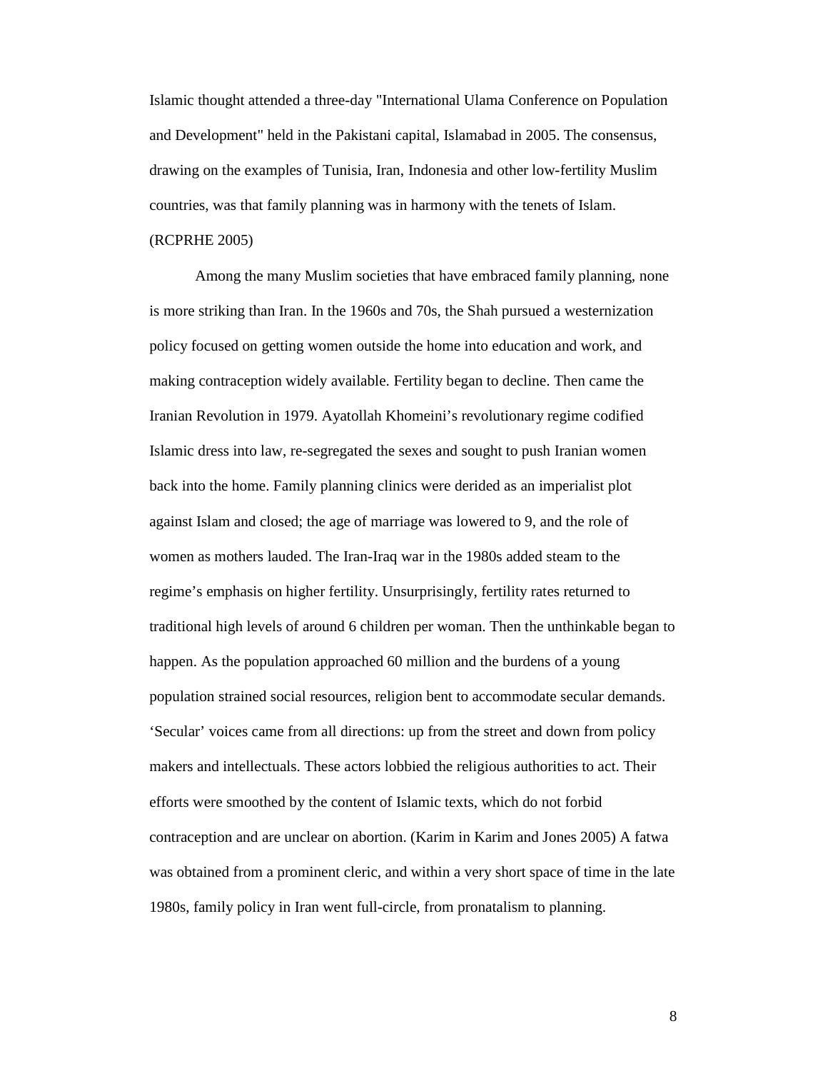Islamic thought attended a three-day "International Ulama Conference on Population and Development" held in the Pakistani capital, Islamabad in 2005. The consensus, drawing on the examples of Tunisia, Iran, Indonesia and other low-fertility Muslim countries, was that family planning was in harmony with the tenets of Islam. (RCPRHE 2005)

Among the many Muslim societies that have embraced family planning, none is more striking than Iran. In the 1960s and 70s, the Shah pursued a westernization policy focused on getting women outside the home into education and work, and making contraception widely available. Fertility began to decline. Then came the Iranian Revolution in 1979. Ayatollah Khomeini's revolutionary regime codified Islamic dress into law, re-segregated the sexes and sought to push Iranian women back into the home. Family planning clinics were derided as an imperialist plot against Islam and closed; the age of marriage was lowered to 9, and the role of women as mothers lauded. The Iran-Iraq war in the 1980s added steam to the regime's emphasis on higher fertility. Unsurprisingly, fertility rates returned to traditional high levels of around 6 children per woman. Then the unthinkable began to happen. As the population approached 60 million and the burdens of a young population strained social resources, religion bent to accommodate secular demands. 'Secular' voices came from all directions: up from the street and down from policy makers and intellectuals. These actors lobbied the religious authorities to act. Their efforts were smoothed by the content of Islamic texts, which do not forbid contraception and are unclear on abortion. (Karim in Karim and Jones 2005) A fatwa was obtained from a prominent cleric, and within a very short space of time in the late 1980s, family policy in Iran went full-circle, from pronatalism to planning.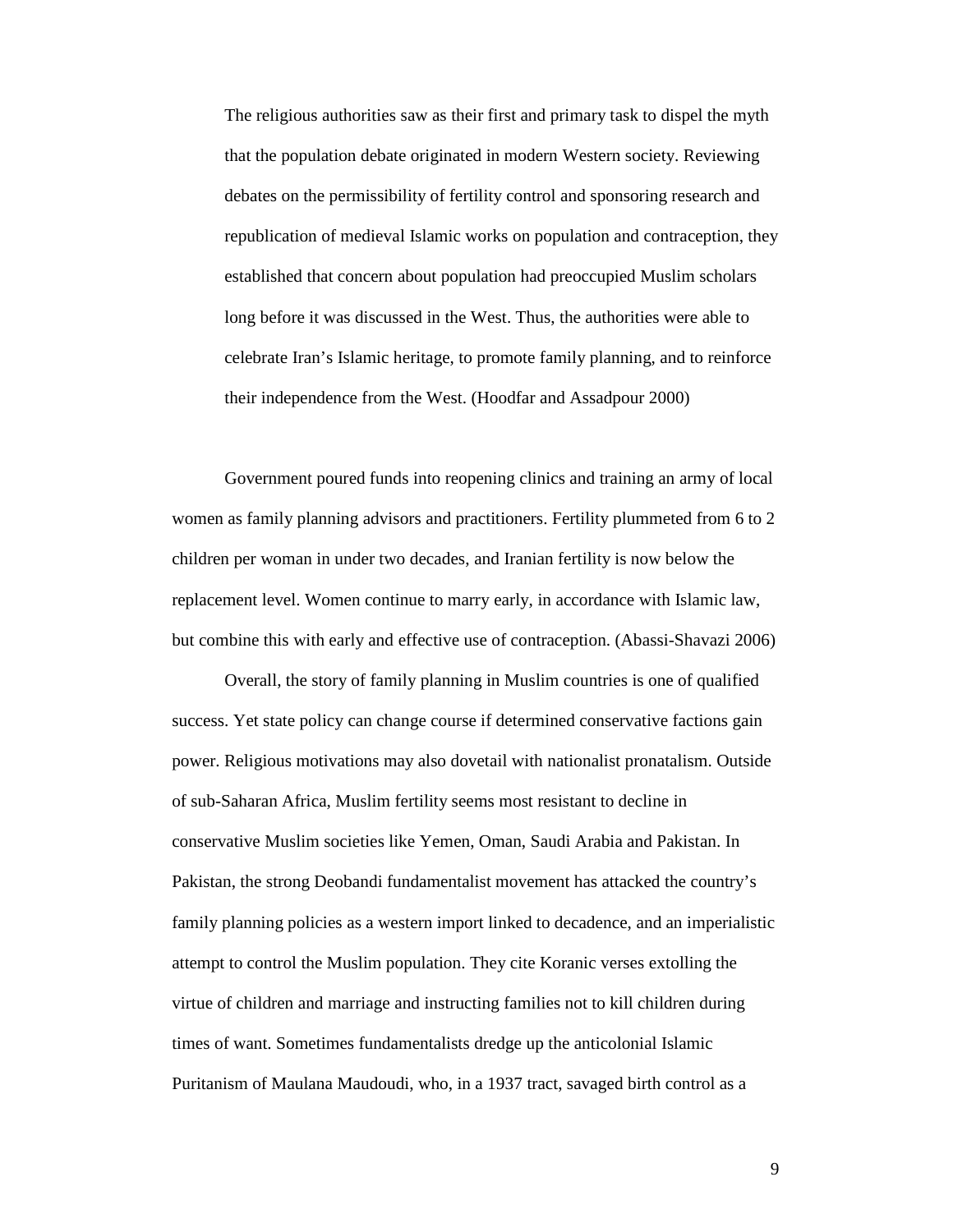> The religious authorities saw as their first and primary task to dispel the myth that the population debate originated in modern Western society. Reviewing debates on the permissibility of fertility control and sponsoring research and republication of medieval Islamic works on population and contraception, they established that concern about population had preoccupied Muslim scholars long before it was discussed in the West. Thus, the authorities were able to celebrate Iran's Islamic heritage, to promote family planning, and to reinforce their independence from the West. (Hoodfar and Assadpour 2000)

Government poured funds into reopening clinics and training an army of local women as family planning advisors and practitioners. Fertility plummeted from 6 to 2 children per woman in under two decades, and Iranian fertility is now below the replacement level. Women continue to marry early, in accordance with Islamic law, but combine this with early and effective use of contraception. (Abassi-Shavazi 2006)

Overall, the story of family planning in Muslim countries is one of qualified success. Yet state policy can change course if determined conservative factions gain power. Religious motivations may also dovetail with nationalist pronatalism. Outside of sub-Saharan Africa, Muslim fertility seems most resistant to decline in conservative Muslim societies like Yemen, Oman, Saudi Arabia and Pakistan. In Pakistan, the strong Deobandi fundamentalist movement has attacked the country's family planning policies as a western import linked to decadence, and an imperialistic attempt to control the Muslim population. They cite Koranic verses extolling the virtue of children and marriage and instructing families not to kill children during times of want. Sometimes fundamentalists dredge up the anticolonial Islamic Puritanism of Maulana Maudoudi, who, in a 1937 tract, savaged birth control as a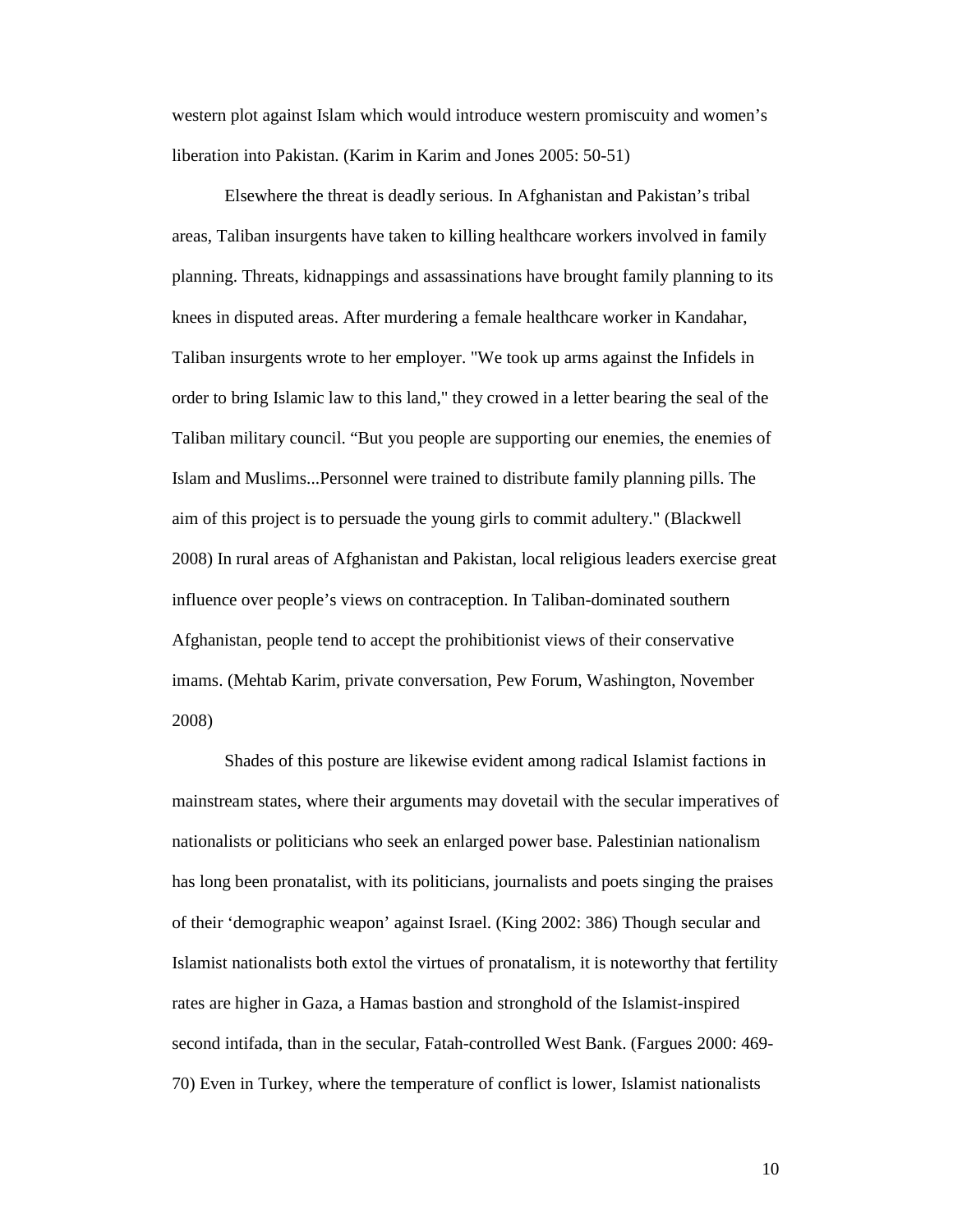western plot against Islam which would introduce western promiscuity and women's liberation into Pakistan. (Karim in Karim and Jones 2005: 50-51)

Elsewhere the threat is deadly serious. In Afghanistan and Pakistan's tribal areas, Taliban insurgents have taken to killing healthcare workers involved in family planning. Threats, kidnappings and assassinations have brought family planning to its knees in disputed areas. After murdering a female healthcare worker in Kandahar, Taliban insurgents wrote to her employer. "We took up arms against the Infidels in order to bring Islamic law to this land," they crowed in a letter bearing the seal of the Taliban military council. "But you people are supporting our enemies, the enemies of Islam and Muslims...Personnel were trained to distribute family planning pills. The aim of this project is to persuade the young girls to commit adultery." (Blackwell 2008) In rural areas of Afghanistan and Pakistan, local religious leaders exercise great influence over people's views on contraception. In Taliban-dominated southern Afghanistan, people tend to accept the prohibitionist views of their conservative imams. (Mehtab Karim, private conversation, Pew Forum, Washington, November 2008)

Shades of this posture are likewise evident among radical Islamist factions in mainstream states, where their arguments may dovetail with the secular imperatives of nationalists or politicians who seek an enlarged power base. Palestinian nationalism has long been pronatalist, with its politicians, journalists and poets singing the praises of their 'demographic weapon' against Israel. (King 2002: 386) Though secular and Islamist nationalists both extol the virtues of pronatalism, it is noteworthy that fertility rates are higher in Gaza, a Hamas bastion and stronghold of the Islamist-inspired second intifada, than in the secular, Fatah-controlled West Bank. (Fargues 2000: 469-70) Even in Turkey, where the temperature of conflict is lower, Islamist nationalists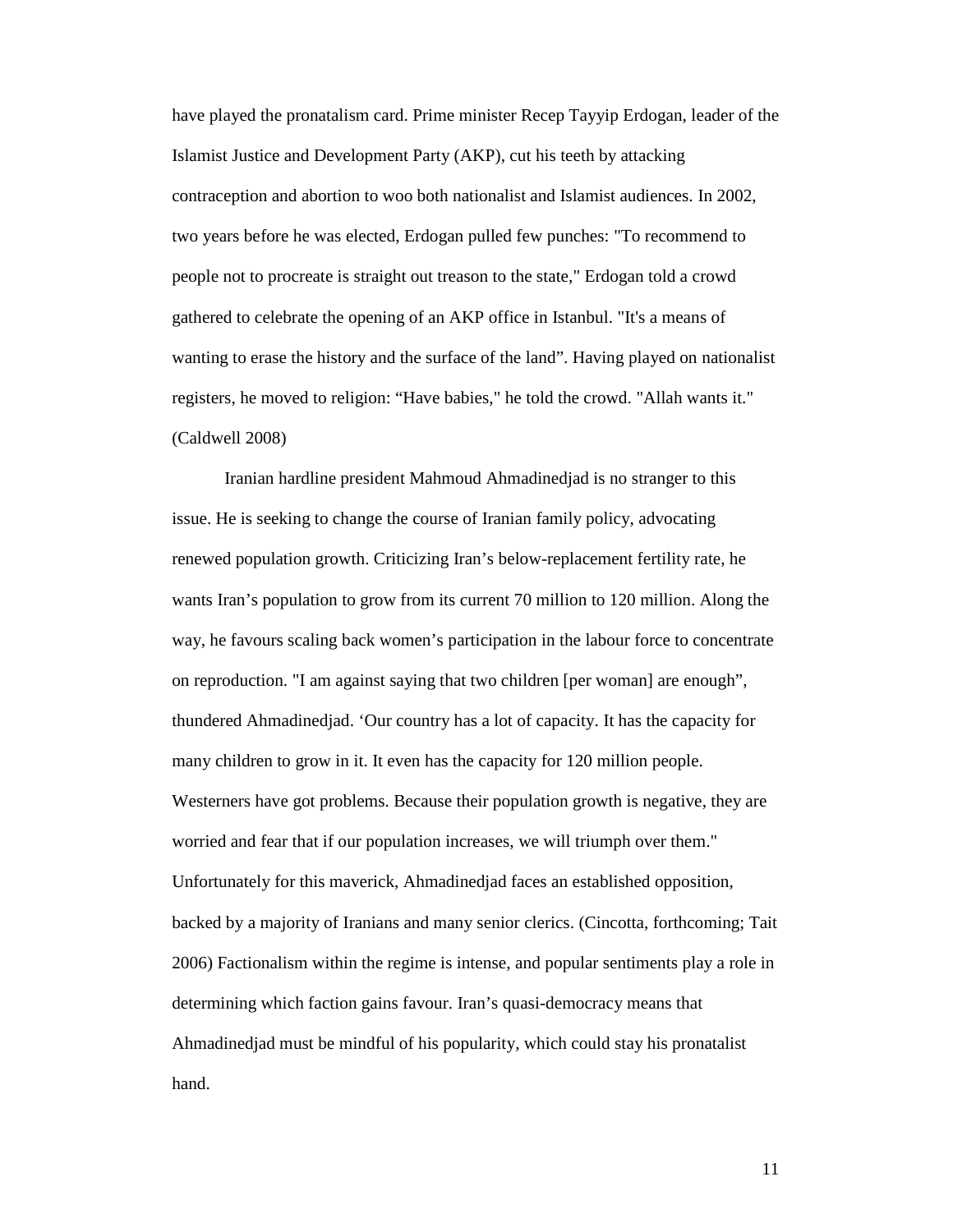have played the pronatalism card. Prime minister Recep Tayyip Erdogan, leader of the Islamist Justice and Development Party (AKP), cut his teeth by attacking contraception and abortion to woo both nationalist and Islamist audiences. In 2002, two years before he was elected, Erdogan pulled few punches: "To recommend to people not to procreate is straight out treason to the state," Erdogan told a crowd gathered to celebrate the opening of an AKP office in Istanbul. "It's a means of wanting to erase the history and the surface of the land". Having played on nationalist registers, he moved to religion: "Have babies," he told the crowd. "Allah wants it." (Caldwell 2008)

Iranian hardline president Mahmoud Ahmadinedjad is no stranger to this issue. He is seeking to change the course of Iranian family policy, advocating renewed population growth. Criticizing Iran's below-replacement fertility rate, he wants Iran's population to grow from its current 70 million to 120 million. Along the way, he favours scaling back women's participation in the labour force to concentrate on reproduction. "I am against saying that two children [per woman] are enough", thundered Ahmadinedjad. 'Our country has a lot of capacity. It has the capacity for many children to grow in it. It even has the capacity for 120 million people. Westerners have got problems. Because their population growth is negative, they are worried and fear that if our population increases, we will triumph over them." Unfortunately for this maverick, Ahmadinedjad faces an established opposition, backed by a majority of Iranians and many senior clerics. (Cincotta, forthcoming; Tait 2006) Factionalism within the regime is intense, and popular sentiments play a role in determining which faction gains favour. Iran's quasi-democracy means that Ahmadinedjad must be mindful of his popularity, which could stay his pronatalist hand.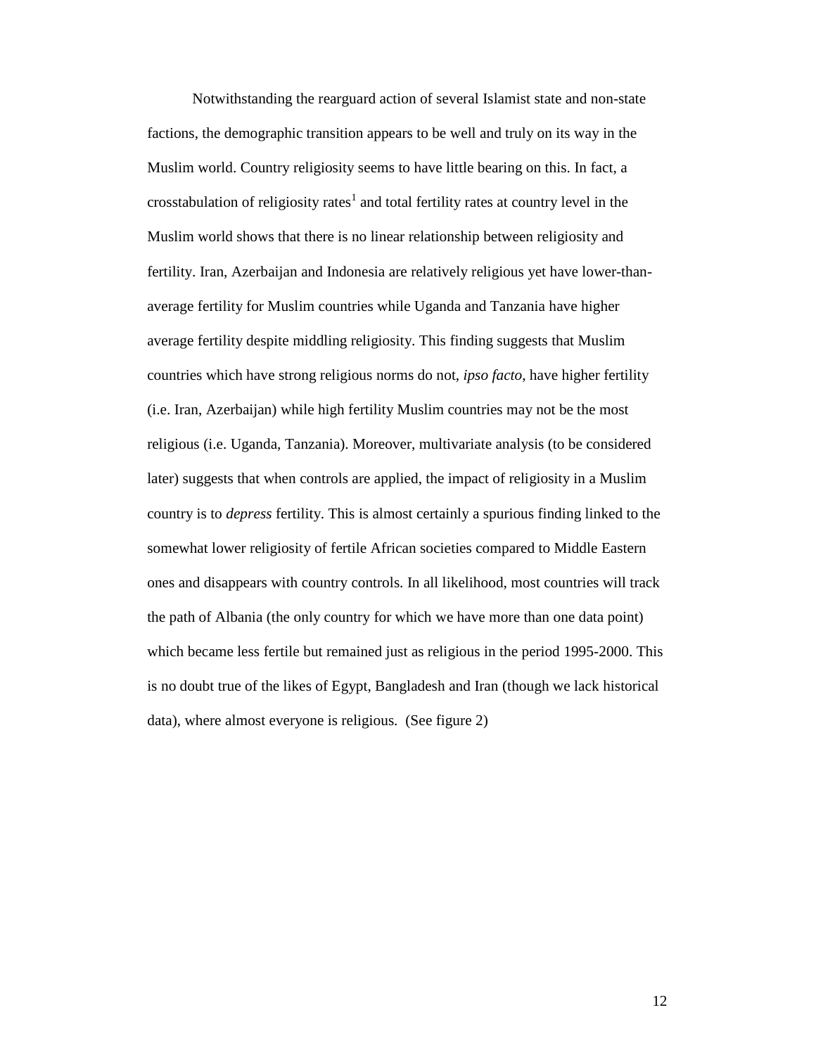Notwithstanding the rearguard action of several Islamist state and non-state factions, the demographic transition appears to be well and truly on its way in the Muslim world. Country religiosity seems to have little bearing on this. In fact, a crosstabulation of religiosity rates[1] and total fertility rates at country level in the Muslim world shows that there is no linear relationship between religiosity and fertility. Iran, Azerbaijan and Indonesia are relatively religious yet have lower-than-average fertility for Muslim countries while Uganda and Tanzania have higher average fertility despite middling religiosity. This finding suggests that Muslim countries which have strong religious norms do not, *ipso facto*, have higher fertility (i.e. Iran, Azerbaijan) while high fertility Muslim countries may not be the most religious (i.e. Uganda, Tanzania). Moreover, multivariate analysis (to be considered later) suggests that when controls are applied, the impact of religiosity in a Muslim country is to *depress* fertility. This is almost certainly a spurious finding linked to the somewhat lower religiosity of fertile African societies compared to Middle Eastern ones and disappears with country controls. In all likelihood, most countries will track the path of Albania (the only country for which we have more than one data point) which became less fertile but remained just as religious in the period 1995-2000. This is no doubt true of the likes of Egypt, Bangladesh and Iran (though we lack historical data), where almost everyone is religious. (See figure 2)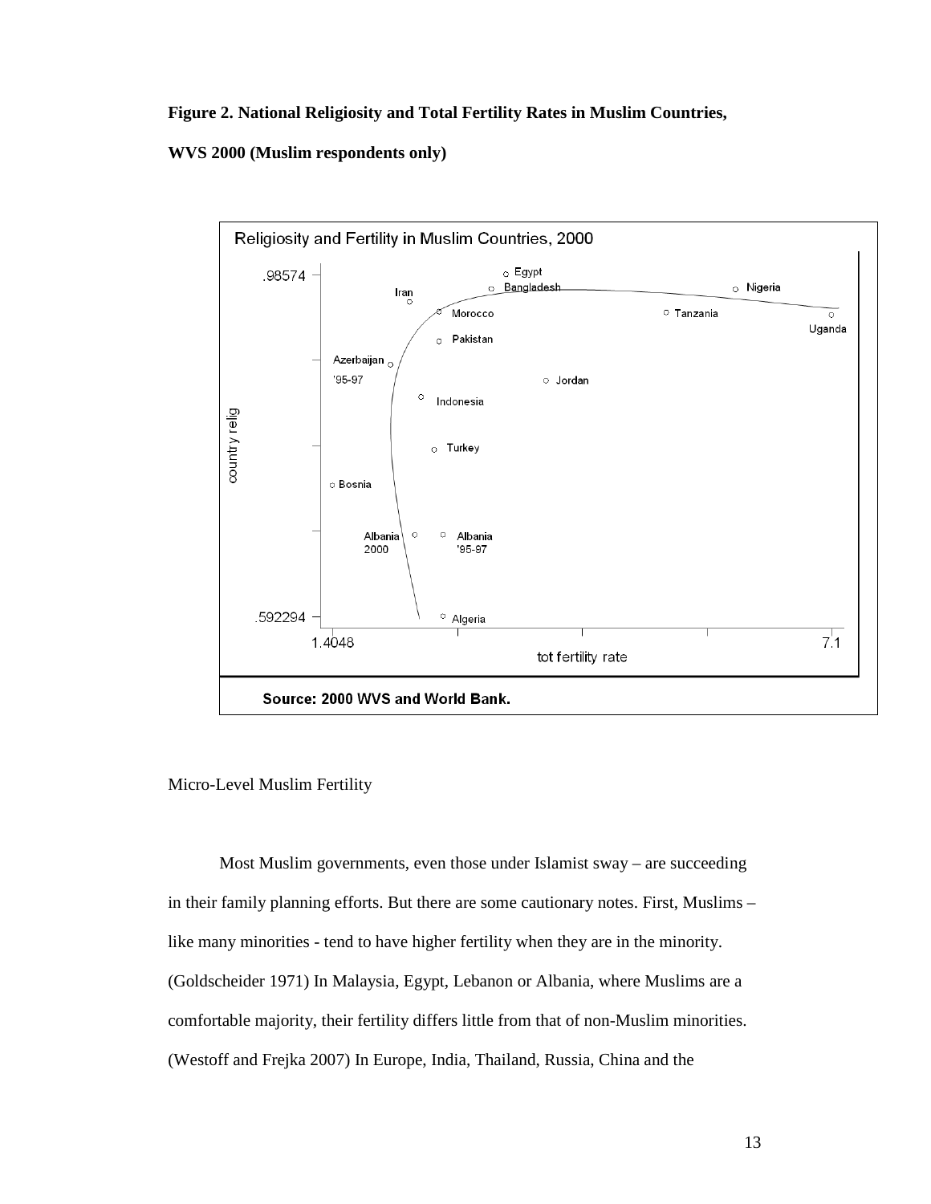**Figure 2. National Religiosity and Total Fertility Rates in Muslim Countries, WVS 2000 (Muslim respondents only)**

Micro-Level Muslim Fertility

Most Muslim governments, even those under Islamist sway – are succeeding in their family planning efforts. But there are some cautionary notes. First, Muslims – like many minorities - tend to have higher fertility when they are in the minority. (Goldscheider 1971) In Malaysia, Egypt, Lebanon or Albania, where Muslims are a comfortable majority, their fertility differs little from that of non-Muslim minorities. (Westoff and Frejka 2007) In Europe, India, Thailand, Russia, China and the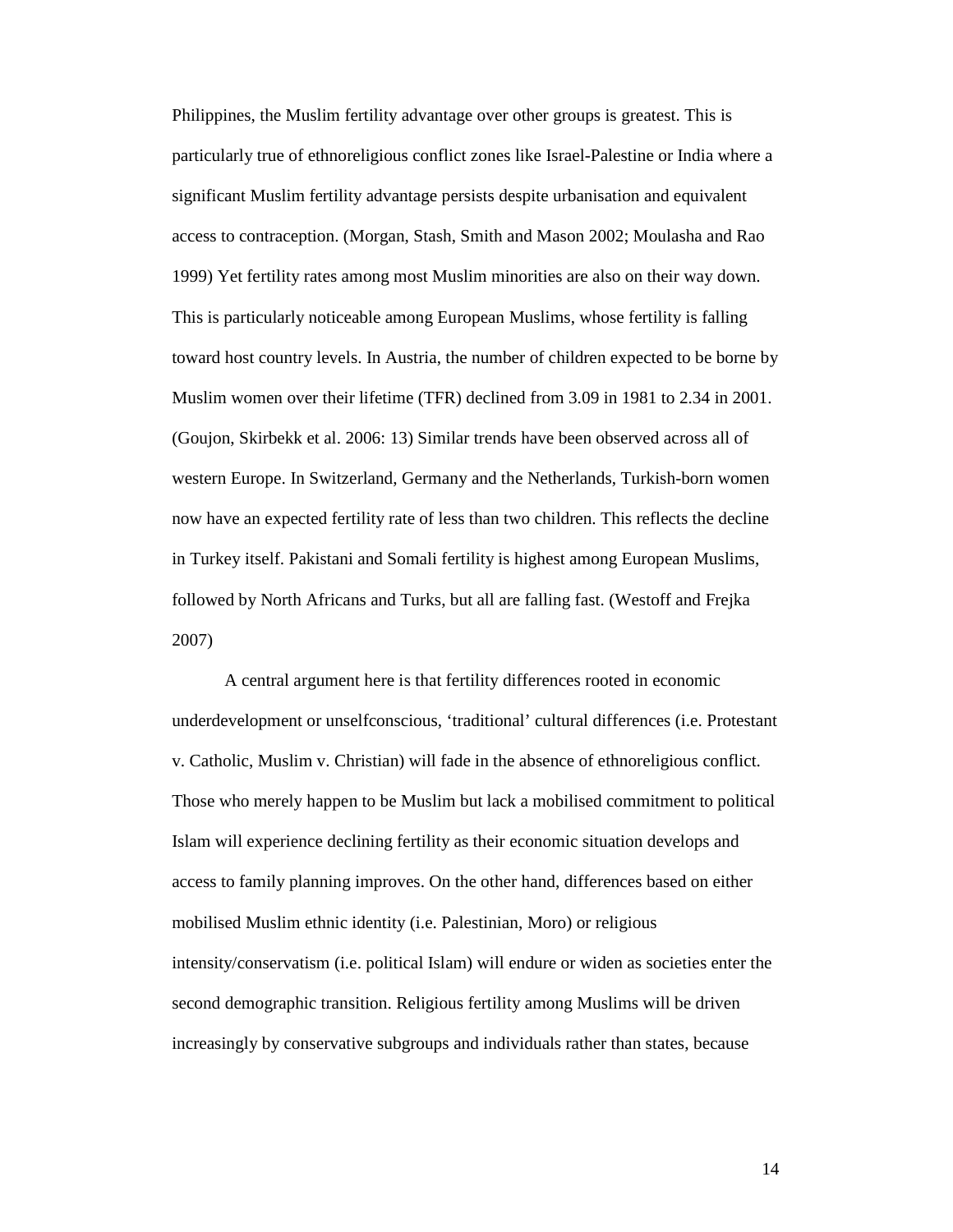Philippines, the Muslim fertility advantage over other groups is greatest. This is particularly true of ethnoreligious conflict zones like Israel-Palestine or India where a significant Muslim fertility advantage persists despite urbanisation and equivalent access to contraception. (Morgan, Stash, Smith and Mason 2002; Moulasha and Rao 1999) Yet fertility rates among most Muslim minorities are also on their way down. This is particularly noticeable among European Muslims, whose fertility is falling toward host country levels. In Austria, the number of children expected to be borne by Muslim women over their lifetime (TFR) declined from 3.09 in 1981 to 2.34 in 2001. (Goujon, Skirbekk et al. 2006: 13) Similar trends have been observed across all of western Europe. In Switzerland, Germany and the Netherlands, Turkish-born women now have an expected fertility rate of less than two children. This reflects the decline in Turkey itself. Pakistani and Somali fertility is highest among European Muslims, followed by North Africans and Turks, but all are falling fast. (Westoff and Frejka 2007)

A central argument here is that fertility differences rooted in economic underdevelopment or unselfconscious, 'traditional' cultural differences (i.e. Protestant v. Catholic, Muslim v. Christian) will fade in the absence of ethnoreligious conflict. Those who merely happen to be Muslim but lack a mobilised commitment to political Islam will experience declining fertility as their economic situation develops and access to family planning improves. On the other hand, differences based on either mobilised Muslim ethnic identity (i.e. Palestinian, Moro) or religious intensity/conservatism (i.e. political Islam) will endure or widen as societies enter the second demographic transition. Religious fertility among Muslims will be driven increasingly by conservative subgroups and individuals rather than states, because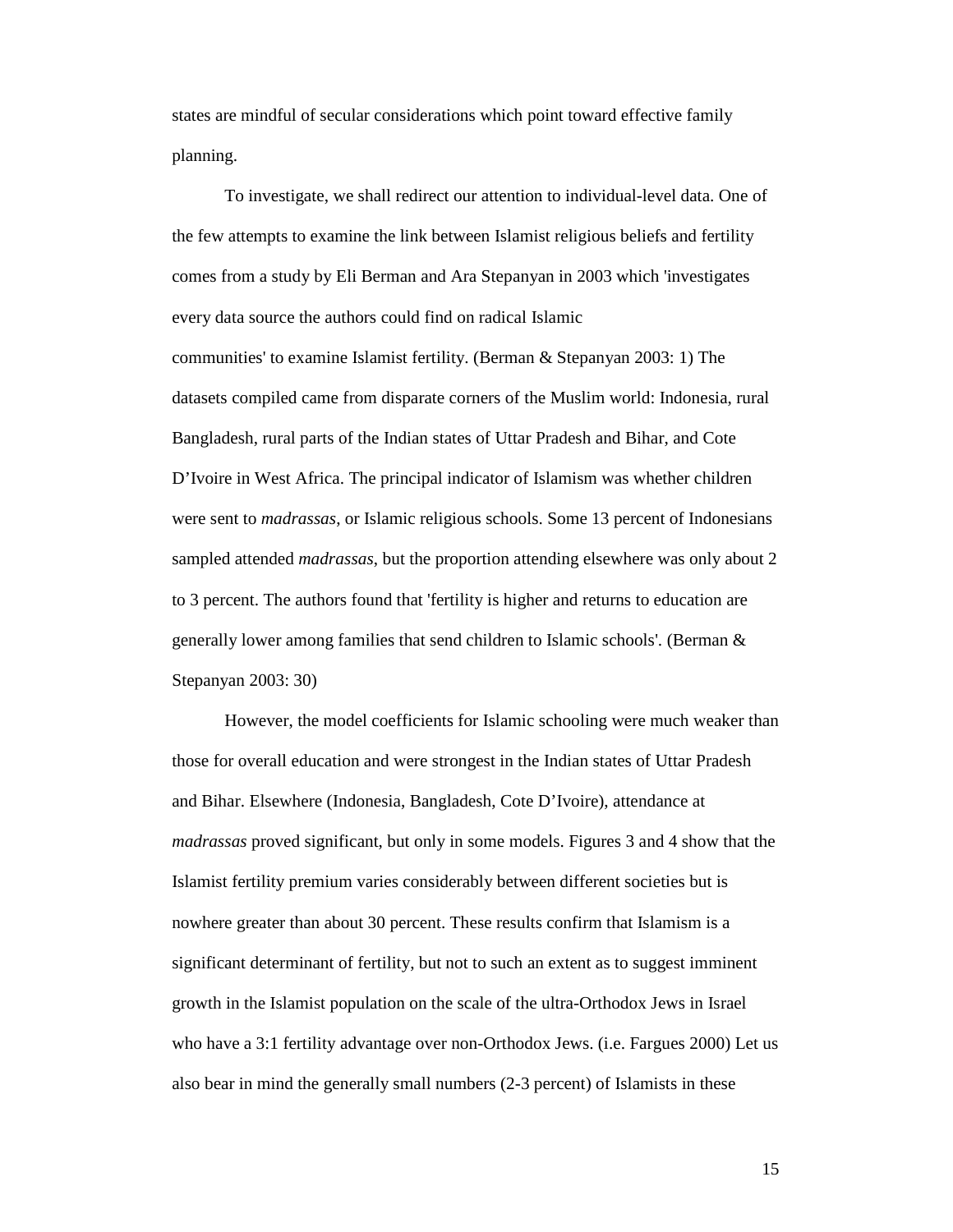states are mindful of secular considerations which point toward effective family planning.

To investigate, we shall redirect our attention to individual-level data. One of the few attempts to examine the link between Islamist religious beliefs and fertility comes from a study by Eli Berman and Ara Stepanyan in 2003 which 'investigates every data source the authors could find on radical Islamic communities' to examine Islamist fertility. (Berman & Stepanyan 2003: 1) The datasets compiled came from disparate corners of the Muslim world: Indonesia, rural Bangladesh, rural parts of the Indian states of Uttar Pradesh and Bihar, and Cote D'Ivoire in West Africa. The principal indicator of Islamism was whether children were sent to *madrassas*, or Islamic religious schools. Some 13 percent of Indonesians sampled attended *madrassas*, but the proportion attending elsewhere was only about 2 to 3 percent. The authors found that 'fertility is higher and returns to education are generally lower among families that send children to Islamic schools'. (Berman & Stepanyan 2003: 30)

However, the model coefficients for Islamic schooling were much weaker than those for overall education and were strongest in the Indian states of Uttar Pradesh and Bihar. Elsewhere (Indonesia, Bangladesh, Cote D'Ivoire), attendance at *madrassas* proved significant, but only in some models. Figures 3 and 4 show that the Islamist fertility premium varies considerably between different societies but is nowhere greater than about 30 percent. These results confirm that Islamism is a significant determinant of fertility, but not to such an extent as to suggest imminent growth in the Islamist population on the scale of the ultra-Orthodox Jews in Israel who have a 3:1 fertility advantage over non-Orthodox Jews. (i.e. Fargues 2000) Let us also bear in mind the generally small numbers (2-3 percent) of Islamists in these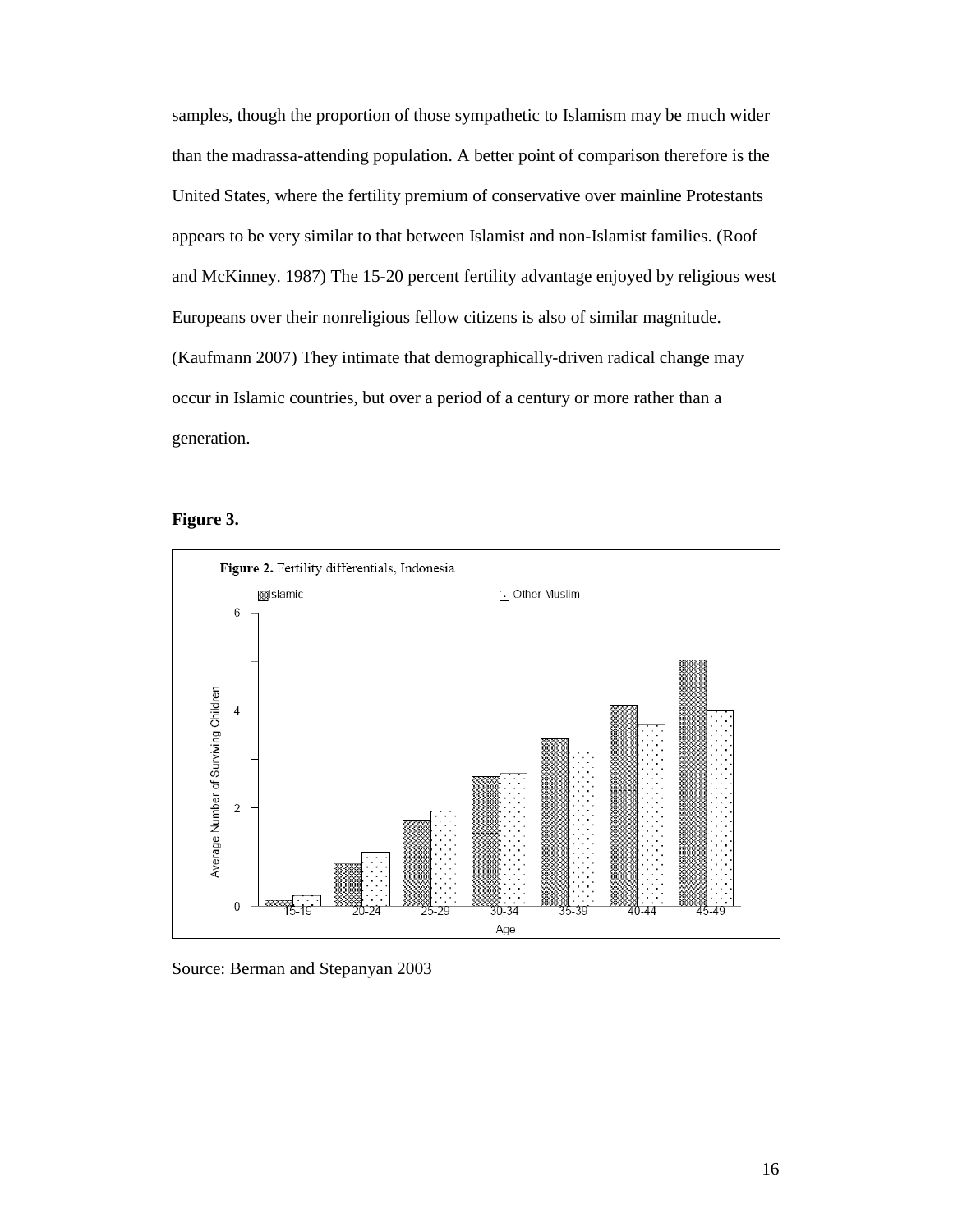samples, though the proportion of those sympathetic to Islamism may be much wider than the madrassa-attending population. A better point of comparison therefore is the United States, where the fertility premium of conservative over mainline Protestants appears to be very similar to that between Islamist and non-Islamist families. (Roof and McKinney. 1987) The 15-20 percent fertility advantage enjoyed by religious west Europeans over their nonreligious fellow citizens is also of similar magnitude. (Kaufmann 2007) They intimate that demographically-driven radical change may occur in Islamic countries, but over a period of a century or more rather than a generation.

**Figure 3.**

**Figure 2.** Fertility differentials, Indonesia

Source: Berman and Stepanyan 2003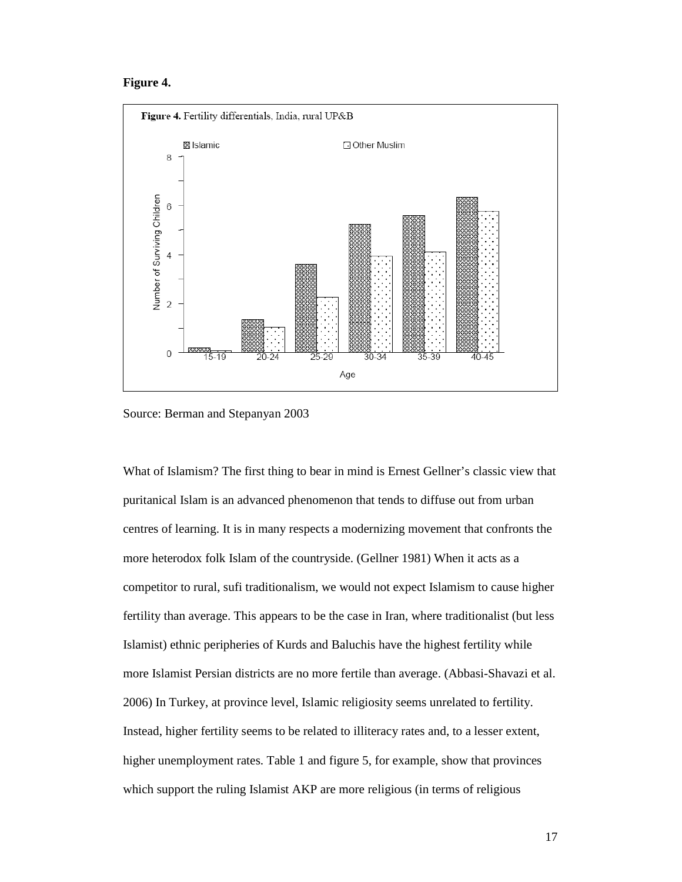**Figure 4.**

**Figure 4.** Fertility differentials, India, rural UP&B

Source: Berman and Stepanyan 2003

What of Islamism? The first thing to bear in mind is Ernest Gellner's classic view that puritanical Islam is an advanced phenomenon that tends to diffuse out from urban centres of learning. It is in many respects a modernizing movement that confronts the more heterodox folk Islam of the countryside. (Gellner 1981) When it acts as a competitor to rural, sufi traditionalism, we would not expect Islamism to cause higher fertility than average. This appears to be the case in Iran, where traditionalist (but less Islamist) ethnic peripheries of Kurds and Baluchis have the highest fertility while more Islamist Persian districts are no more fertile than average. (Abbasi-Shavazi et al. 2006) In Turkey, at province level, Islamic religiosity seems unrelated to fertility. Instead, higher fertility seems to be related to illiteracy rates and, to a lesser extent, higher unemployment rates. Table 1 and figure 5, for example, show that provinces which support the ruling Islamist AKP are more religious (in terms of religious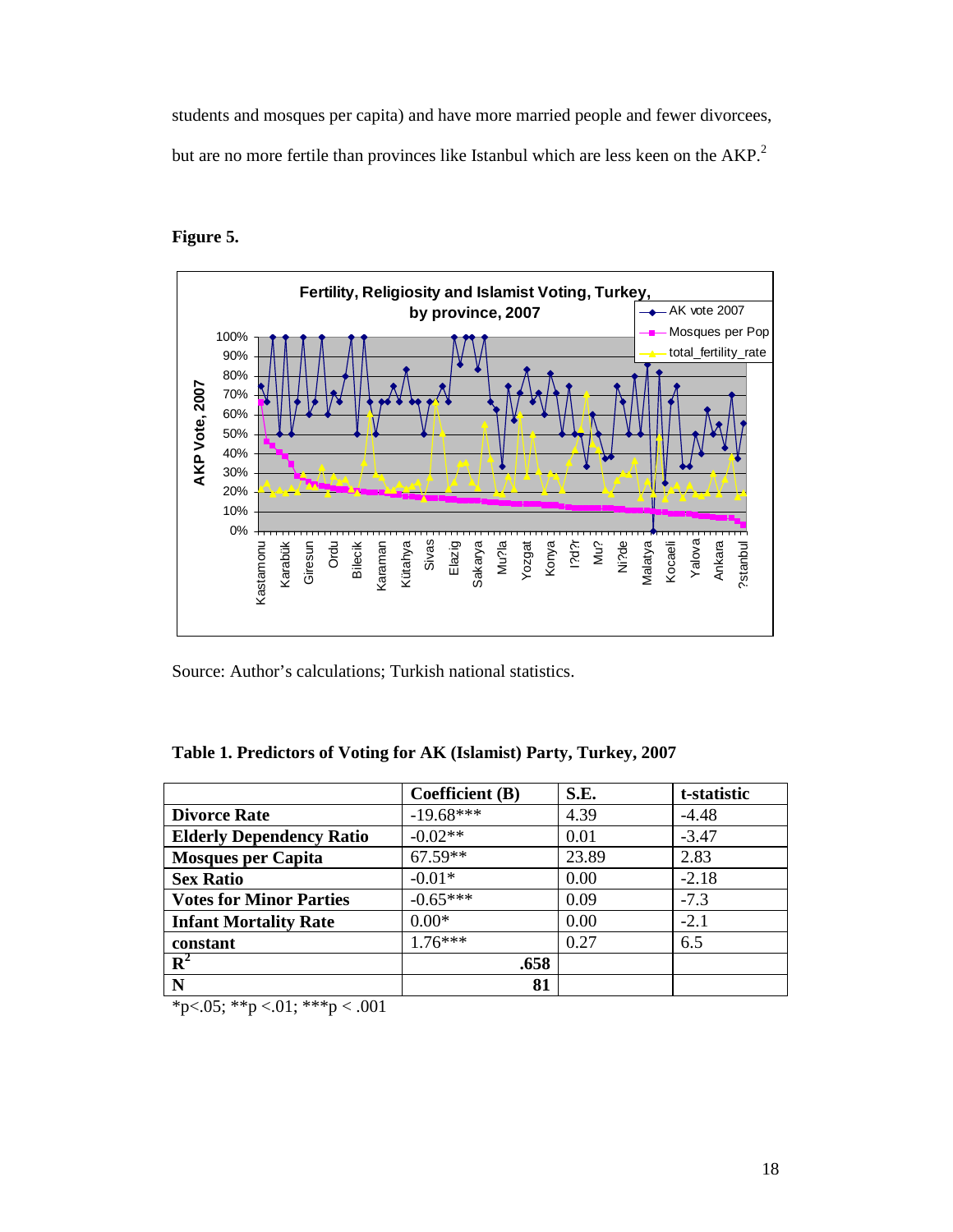students and mosques per capita) and have more married people and fewer divorcees, but are no more fertile than provinces like Istanbul which are less keen on the AKP.[2]

**Figure 5.**

Source: Author's calculations; Turkish national statistics.

**Table 1. Predictors of Voting for AK (Islamist) Party, Turkey, 2007**

| | Coefficient (B) | S.E. | t-statistic |
|---|---|---|---|
| **Divorce Rate** | -19.68*** | 4.39 | -4.48 |
| **Elderly Dependency Ratio** | -0.02** | 0.01 | -3.47 |
| **Mosques per Capita** | 67.59** | 23.89 | 2.83 |
| **Sex Ratio** | -0.01* | 0.00 | -2.18 |
| **Votes for Minor Parties** | -0.65*** | 0.09 | -7.3 |
| **Infant Mortality Rate** | 0.00* | 0.00 | -2.1 |
| **constant** | 1.76*** | 0.27 | 6.5 |
| $R^2$ | **.658** | | |
| **N** | **81** | | |

*p<.05; **p <.01; ***p < .001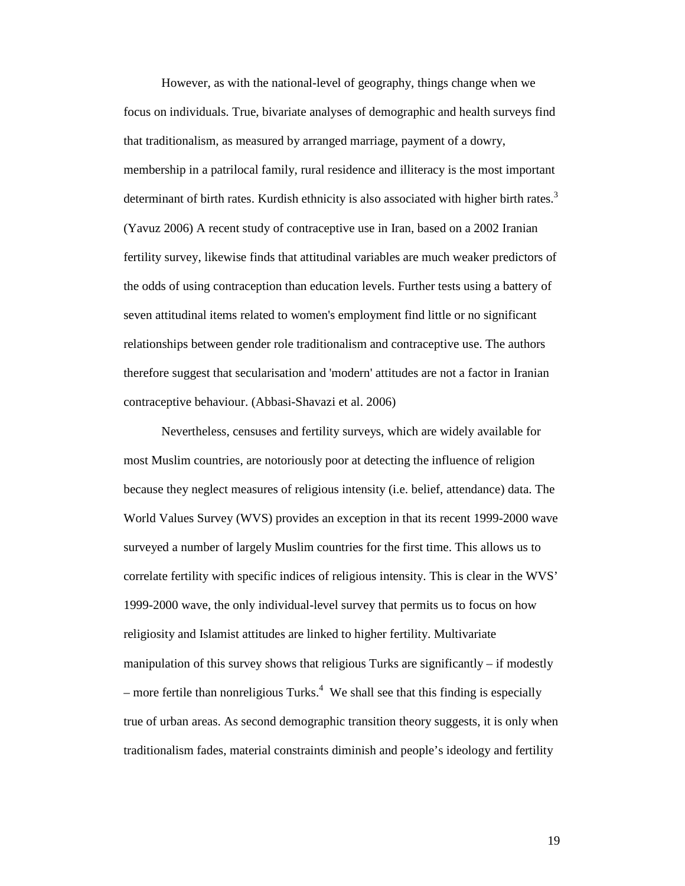However, as with the national-level of geography, things change when we focus on individuals. True, bivariate analyses of demographic and health surveys find that traditionalism, as measured by arranged marriage, payment of a dowry, membership in a patrilocal family, rural residence and illiteracy is the most important determinant of birth rates. Kurdish ethnicity is also associated with higher birth rates.[3] (Yavuz 2006) A recent study of contraceptive use in Iran, based on a 2002 Iranian fertility survey, likewise finds that attitudinal variables are much weaker predictors of the odds of using contraception than education levels. Further tests using a battery of seven attitudinal items related to women's employment find little or no significant relationships between gender role traditionalism and contraceptive use. The authors therefore suggest that secularisation and 'modern' attitudes are not a factor in Iranian contraceptive behaviour. (Abbasi-Shavazi et al. 2006)

Nevertheless, censuses and fertility surveys, which are widely available for most Muslim countries, are notoriously poor at detecting the influence of religion because they neglect measures of religious intensity (i.e. belief, attendance) data. The World Values Survey (WVS) provides an exception in that its recent 1999-2000 wave surveyed a number of largely Muslim countries for the first time. This allows us to correlate fertility with specific indices of religious intensity. This is clear in the WVS' 1999-2000 wave, the only individual-level survey that permits us to focus on how religiosity and Islamist attitudes are linked to higher fertility. Multivariate manipulation of this survey shows that religious Turks are significantly – if modestly – more fertile than nonreligious Turks.[4] We shall see that this finding is especially true of urban areas. As second demographic transition theory suggests, it is only when traditionalism fades, material constraints diminish and people's ideology and fertility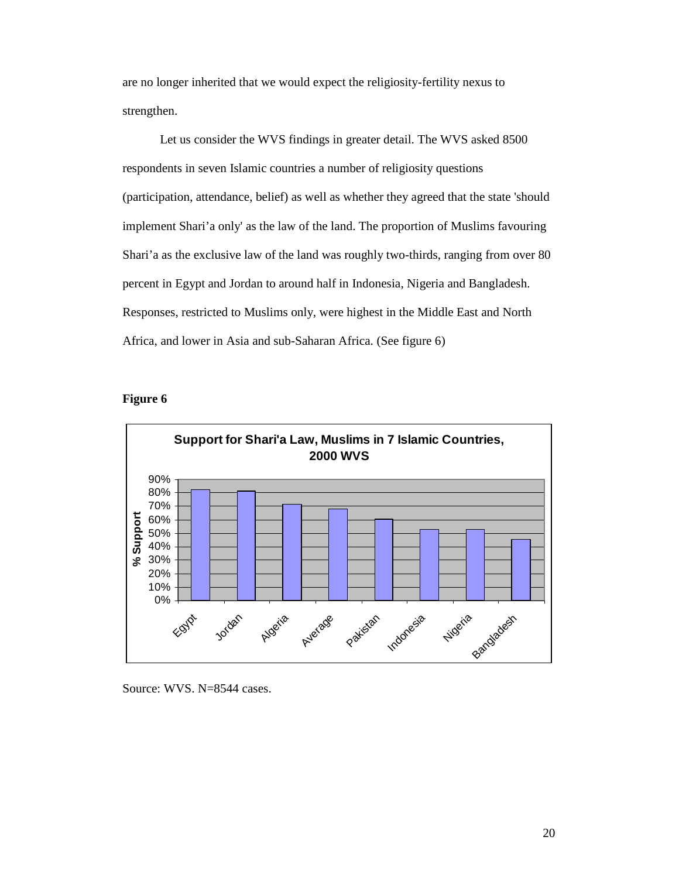are no longer inherited that we would expect the religiosity-fertility nexus to strengthen.

Let us consider the WVS findings in greater detail. The WVS asked 8500 respondents in seven Islamic countries a number of religiosity questions (participation, attendance, belief) as well as whether they agreed that the state 'should implement Shari'a only' as the law of the land. The proportion of Muslims favouring Shari'a as the exclusive law of the land was roughly two-thirds, ranging from over 80 percent in Egypt and Jordan to around half in Indonesia, Nigeria and Bangladesh. Responses, restricted to Muslims only, were highest in the Middle East and North Africa, and lower in Asia and sub-Saharan Africa. (See figure 6)

**Figure 6**

**Support for Shari'a Law, Muslims in 7 Islamic Countries, 2000 WVS**

| Country | % Support |
|---|---|
| Egypt | ~82% |
| Jordan | ~81% |
| Algeria | ~71% |
| Average | ~68% |
| Pakistan | ~60% |
| Indonesia | ~53% |
| Nigeria | ~53% |
| Bangladesh | ~45% |

Source: WVS. N=8544 cases.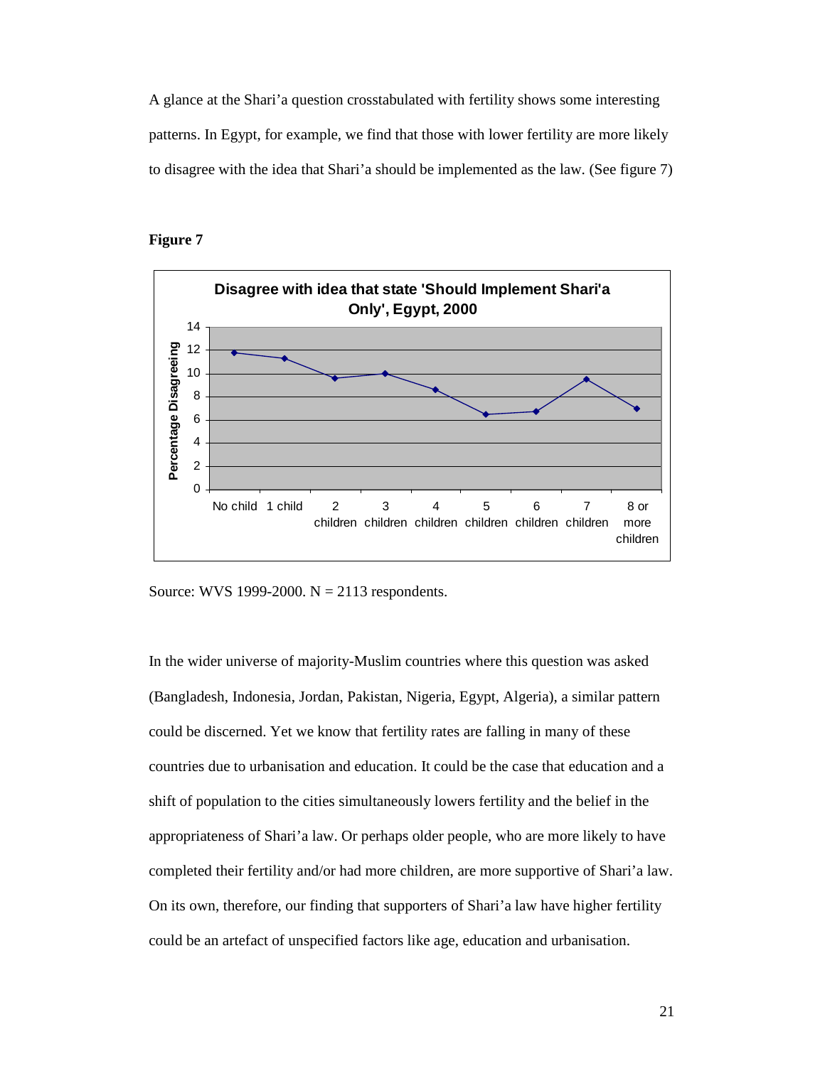A glance at the Shari'a question crosstabulated with fertility shows some interesting patterns. In Egypt, for example, we find that those with lower fertility are more likely to disagree with the idea that Shari'a should be implemented as the law. (See figure 7)

**Figure 7**

Source: WVS 1999-2000. N = 2113 respondents.

In the wider universe of majority-Muslim countries where this question was asked (Bangladesh, Indonesia, Jordan, Pakistan, Nigeria, Egypt, Algeria), a similar pattern could be discerned. Yet we know that fertility rates are falling in many of these countries due to urbanisation and education. It could be the case that education and a shift of population to the cities simultaneously lowers fertility and the belief in the appropriateness of Shari'a law. Or perhaps older people, who are more likely to have completed their fertility and/or had more children, are more supportive of Shari'a law. On its own, therefore, our finding that supporters of Shari'a law have higher fertility could be an artefact of unspecified factors like age, education and urbanisation.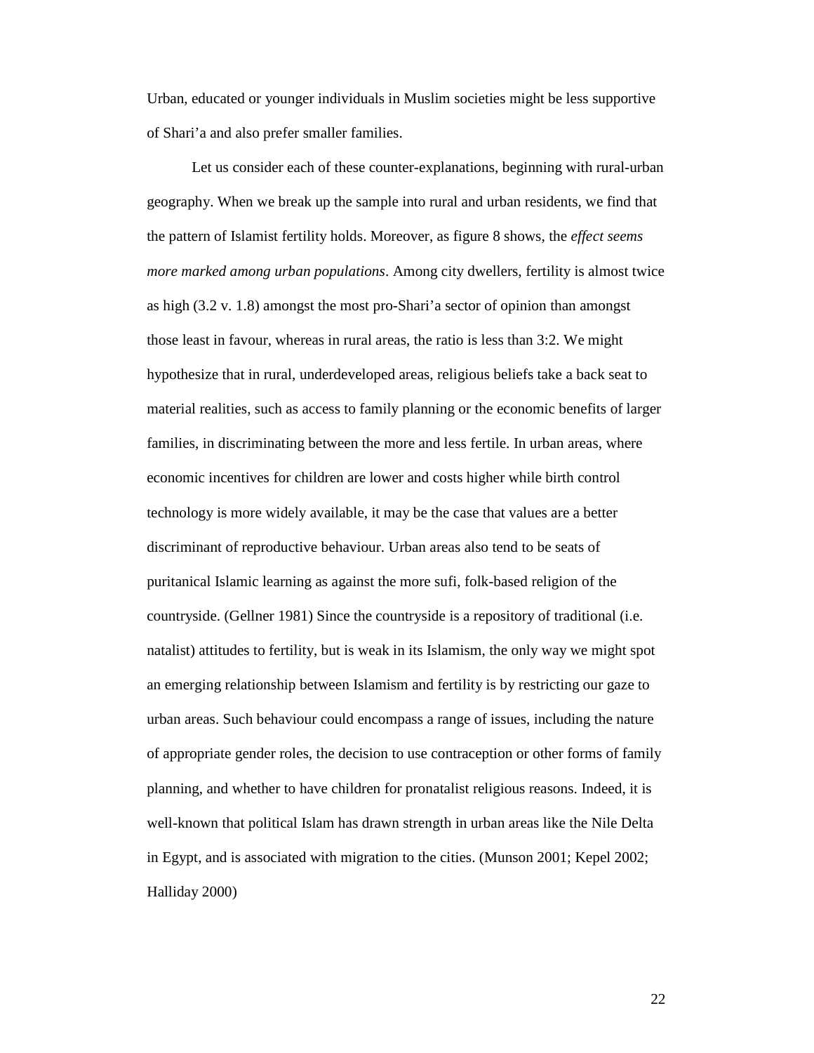Urban, educated or younger individuals in Muslim societies might be less supportive of Shari'a and also prefer smaller families.

Let us consider each of these counter-explanations, beginning with rural-urban geography. When we break up the sample into rural and urban residents, we find that the pattern of Islamist fertility holds. Moreover, as figure 8 shows, the *effect seems more marked among urban populations*. Among city dwellers, fertility is almost twice as high (3.2 v. 1.8) amongst the most pro-Shari'a sector of opinion than amongst those least in favour, whereas in rural areas, the ratio is less than 3:2. We might hypothesize that in rural, underdeveloped areas, religious beliefs take a back seat to material realities, such as access to family planning or the economic benefits of larger families, in discriminating between the more and less fertile. In urban areas, where economic incentives for children are lower and costs higher while birth control technology is more widely available, it may be the case that values are a better discriminant of reproductive behaviour. Urban areas also tend to be seats of puritanical Islamic learning as against the more sufi, folk-based religion of the countryside. (Gellner 1981) Since the countryside is a repository of traditional (i.e. natalist) attitudes to fertility, but is weak in its Islamism, the only way we might spot an emerging relationship between Islamism and fertility is by restricting our gaze to urban areas. Such behaviour could encompass a range of issues, including the nature of appropriate gender roles, the decision to use contraception or other forms of family planning, and whether to have children for pronatalist religious reasons. Indeed, it is well-known that political Islam has drawn strength in urban areas like the Nile Delta in Egypt, and is associated with migration to the cities. (Munson 2001; Kepel 2002; Halliday 2000)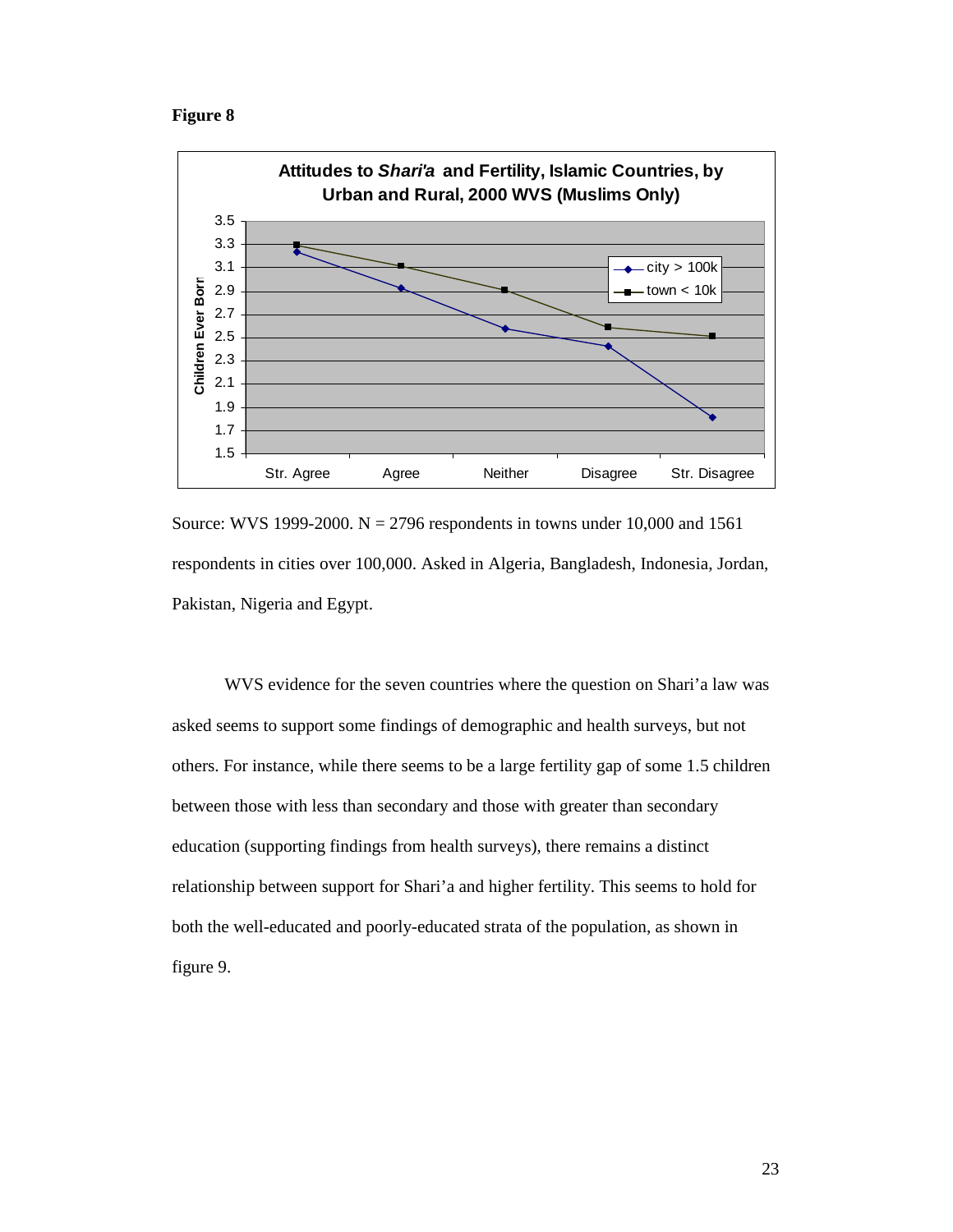**Figure 8**

Source: WVS 1999-2000. N = 2796 respondents in towns under 10,000 and 1561 respondents in cities over 100,000. Asked in Algeria, Bangladesh, Indonesia, Jordan, Pakistan, Nigeria and Egypt.

WVS evidence for the seven countries where the question on Shari'a law was asked seems to support some findings of demographic and health surveys, but not others. For instance, while there seems to be a large fertility gap of some 1.5 children between those with less than secondary and those with greater than secondary education (supporting findings from health surveys), there remains a distinct relationship between support for Shari'a and higher fertility. This seems to hold for both the well-educated and poorly-educated strata of the population, as shown in figure 9.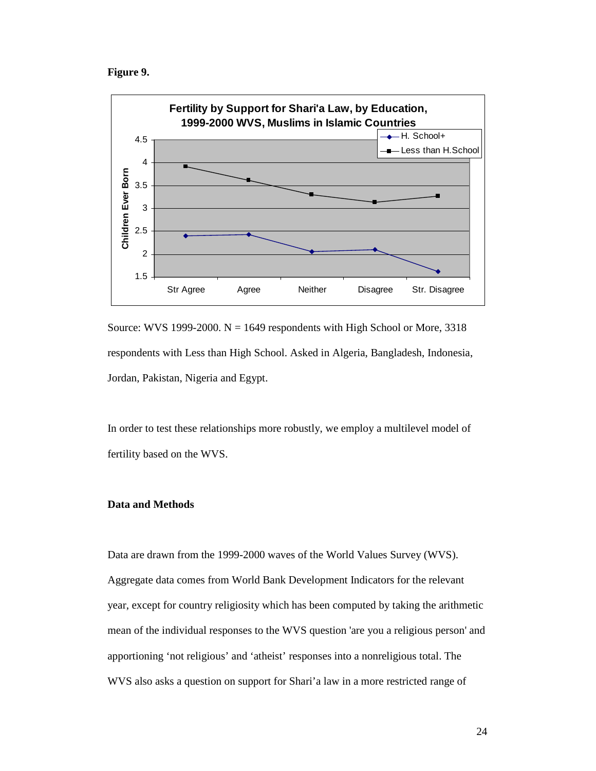**Figure 9.**

Source: WVS 1999-2000. N = 1649 respondents with High School or More, 3318 respondents with Less than High School. Asked in Algeria, Bangladesh, Indonesia, Jordan, Pakistan, Nigeria and Egypt.

In order to test these relationships more robustly, we employ a multilevel model of fertility based on the WVS.

**Data and Methods**

Data are drawn from the 1999-2000 waves of the World Values Survey (WVS). Aggregate data comes from World Bank Development Indicators for the relevant year, except for country religiosity which has been computed by taking the arithmetic mean of the individual responses to the WVS question 'are you a religious person' and apportioning 'not religious' and 'atheist' responses into a nonreligious total. The WVS also asks a question on support for Shari'a law in a more restricted range of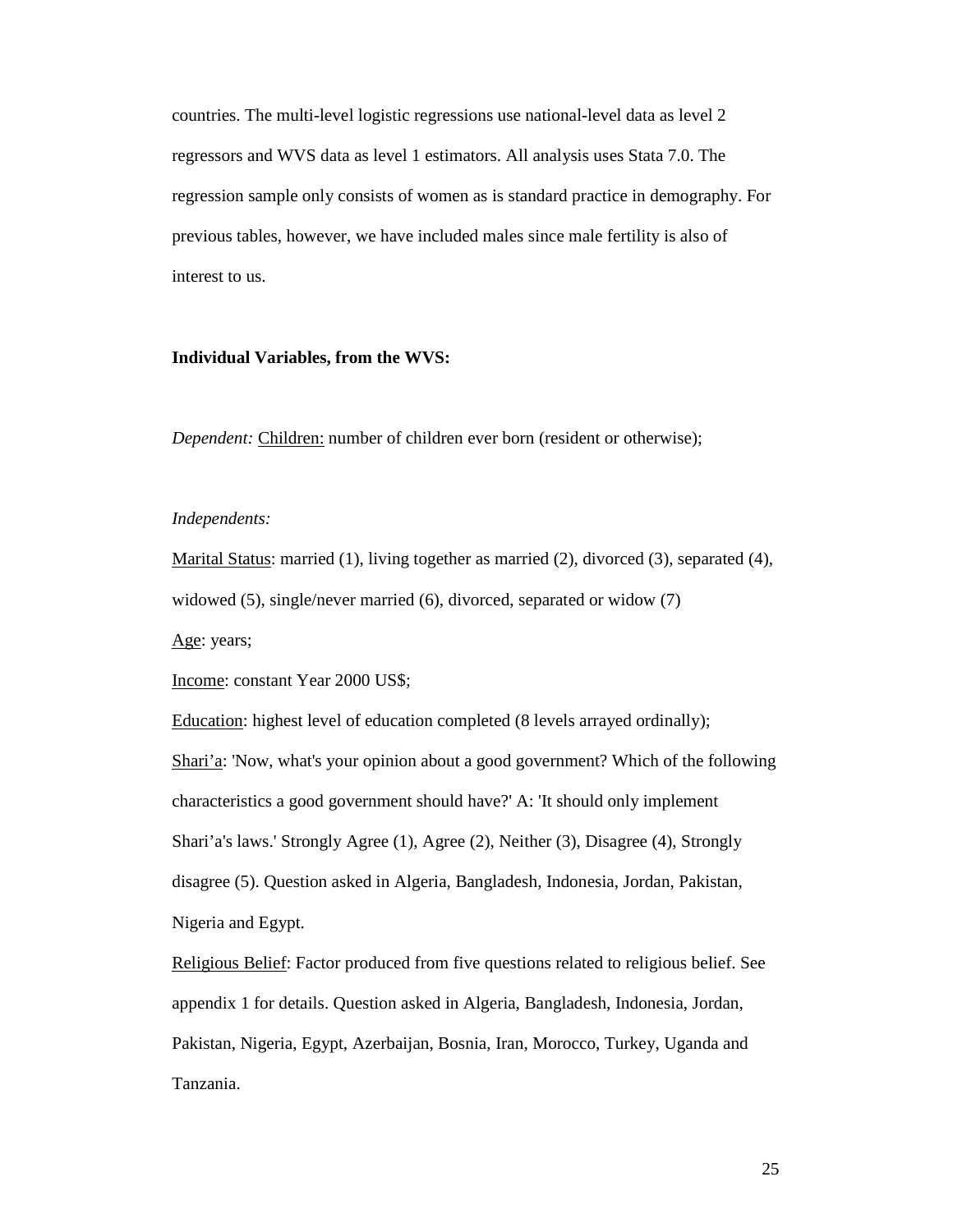countries. The multi-level logistic regressions use national-level data as level 2 regressors and WVS data as level 1 estimators. All analysis uses Stata 7.0. The regression sample only consists of women as is standard practice in demography. For previous tables, however, we have included males since male fertility is also of interest to us.

**Individual Variables, from the WVS:**

*Dependent:* Children: number of children ever born (resident or otherwise);

*Independents:*

Marital Status: married (1), living together as married (2), divorced (3), separated (4), widowed (5), single/never married (6), divorced, separated or widow (7)

Age: years;

Income: constant Year 2000 US$;

Education: highest level of education completed (8 levels arrayed ordinally);

Shari'a: 'Now, what's your opinion about a good government? Which of the following characteristics a good government should have?' A: 'It should only implement Shari'a's laws.' Strongly Agree (1), Agree (2), Neither (3), Disagree (4), Strongly disagree (5). Question asked in Algeria, Bangladesh, Indonesia, Jordan, Pakistan, Nigeria and Egypt.

Religious Belief: Factor produced from five questions related to religious belief. See appendix 1 for details. Question asked in Algeria, Bangladesh, Indonesia, Jordan, Pakistan, Nigeria, Egypt, Azerbaijan, Bosnia, Iran, Morocco, Turkey, Uganda and Tanzania.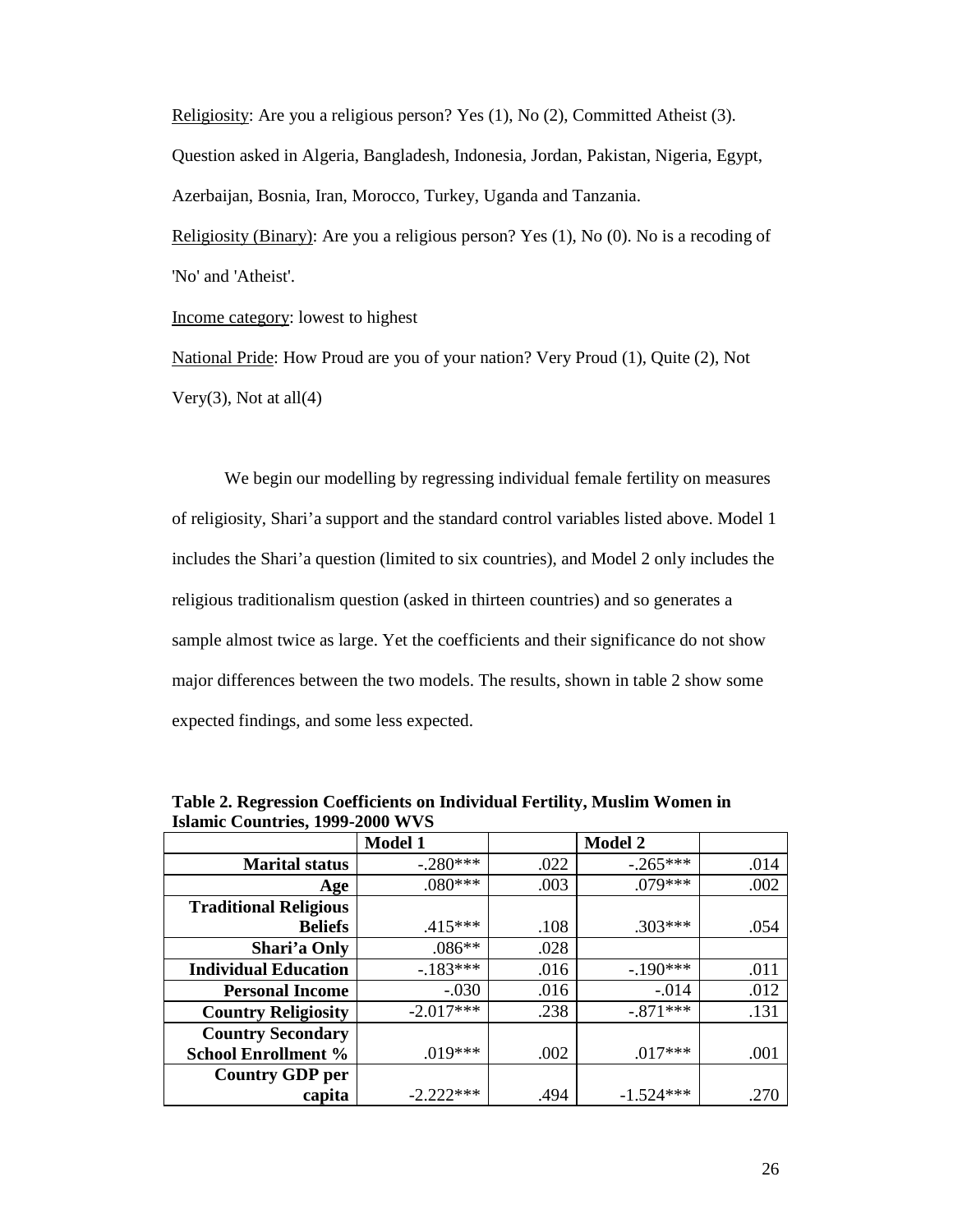<u>Religiosity</u>: Are you a religious person? Yes (1), No (2), Committed Atheist (3). Question asked in Algeria, Bangladesh, Indonesia, Jordan, Pakistan, Nigeria, Egypt, Azerbaijan, Bosnia, Iran, Morocco, Turkey, Uganda and Tanzania.

<u>Religiosity (Binary)</u>: Are you a religious person? Yes (1), No (0). No is a recoding of 'No' and 'Atheist'.

<u>Income category</u>: lowest to highest

<u>National Pride</u>: How Proud are you of your nation? Very Proud (1), Quite (2), Not Very(3), Not at all(4)

We begin our modelling by regressing individual female fertility on measures of religiosity, Shari'a support and the standard control variables listed above. Model 1 includes the Shari'a question (limited to six countries), and Model 2 only includes the religious traditionalism question (asked in thirteen countries) and so generates a sample almost twice as large. Yet the coefficients and their significance do not show major differences between the two models. The results, shown in table 2 show some expected findings, and some less expected.

**Table 2. Regression Coefficients on Individual Fertility, Muslim Women in Islamic Countries, 1999-2000 WVS**

| | **Model 1** | | **Model 2** | |
|---|---|---|---|---|
| **Marital status** | -.280*** | .022 | -.265*** | .014 |
| **Age** | .080*** | .003 | .079*** | .002 |
| **Traditional Religious Beliefs** | .415*** | .108 | .303*** | .054 |
| **Shari'a Only** | .086** | .028 | | |
| **Individual Education** | -.183*** | .016 | -.190*** | .011 |
| **Personal Income** | -.030 | .016 | -.014 | .012 |
| **Country Religiosity** | -2.017*** | .238 | -.871*** | .131 |
| **Country Secondary School Enrollment %** | .019*** | .002 | .017*** | .001 |
| **Country GDP per capita** | -2.222*** | .494 | -1.524*** | .270 |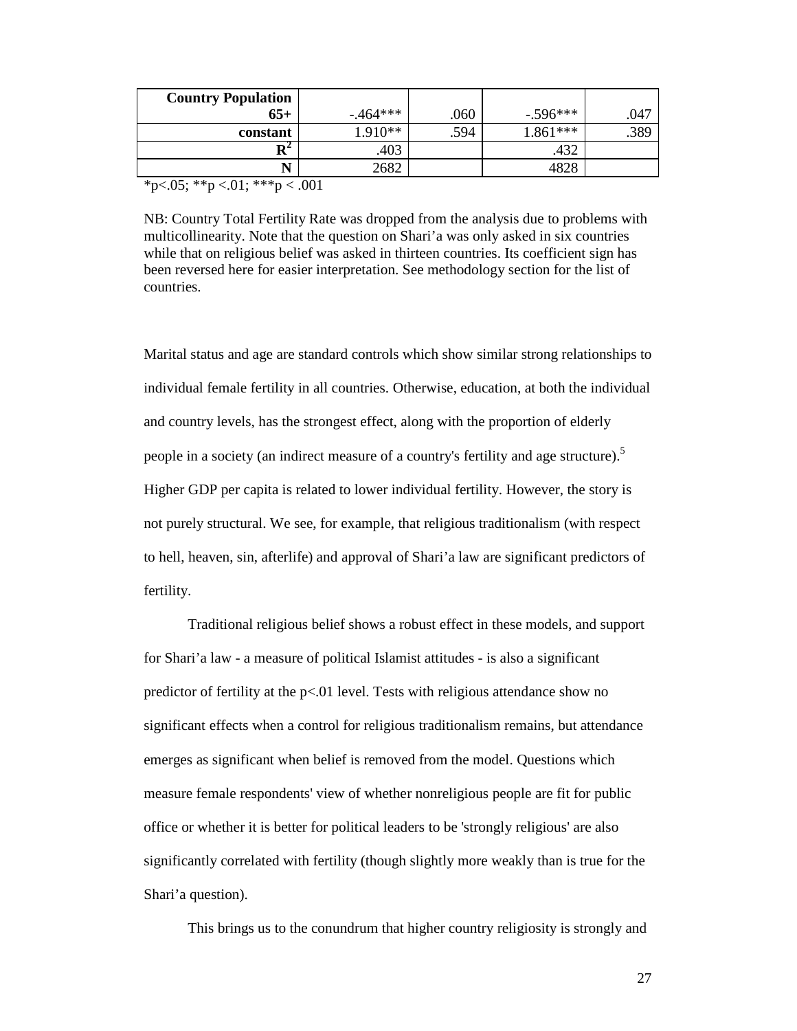| | | | | |
|---|---|---|---|---|
| **Country Population 65+** | -.464*** | .060 | -.596*** | .047 |
| **constant** | 1.910** | .594 | 1.861*** | .389 |
| $R^2$ | .403 | | .432 | |
| **N** | 2682 | | 4828 | |

*p<.05; **p <.01; ***p < .001

NB: Country Total Fertility Rate was dropped from the analysis due to problems with multicollinearity. Note that the question on Shari'a was only asked in six countries while that on religious belief was asked in thirteen countries. Its coefficient sign has been reversed here for easier interpretation. See methodology section for the list of countries.

Marital status and age are standard controls which show similar strong relationships to individual female fertility in all countries. Otherwise, education, at both the individual and country levels, has the strongest effect, along with the proportion of elderly people in a society (an indirect measure of a country's fertility and age structure).[5] Higher GDP per capita is related to lower individual fertility. However, the story is not purely structural. We see, for example, that religious traditionalism (with respect to hell, heaven, sin, afterlife) and approval of Shari'a law are significant predictors of fertility.

Traditional religious belief shows a robust effect in these models, and support for Shari'a law - a measure of political Islamist attitudes - is also a significant predictor of fertility at the p<.01 level. Tests with religious attendance show no significant effects when a control for religious traditionalism remains, but attendance emerges as significant when belief is removed from the model. Questions which measure female respondents' view of whether nonreligious people are fit for public office or whether it is better for political leaders to be 'strongly religious' are also significantly correlated with fertility (though slightly more weakly than is true for the Shari'a question).

This brings us to the conundrum that higher country religiosity is strongly and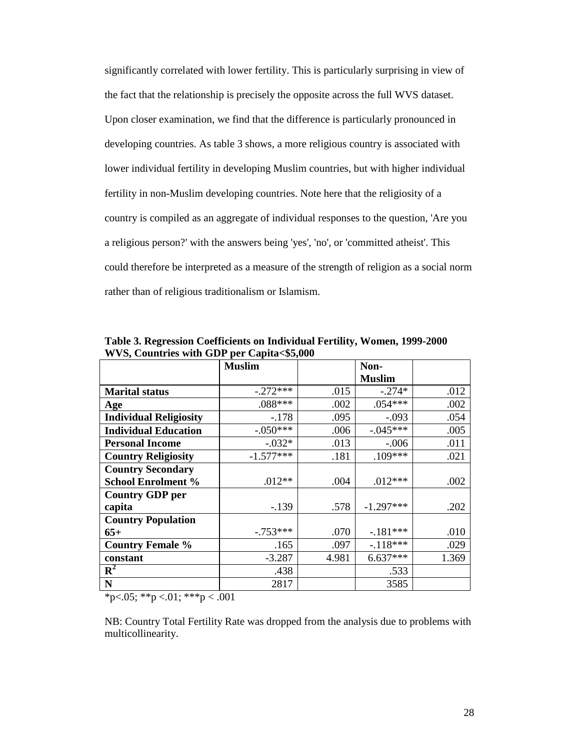significantly correlated with lower fertility. This is particularly surprising in view of the fact that the relationship is precisely the opposite across the full WVS dataset. Upon closer examination, we find that the difference is particularly pronounced in developing countries. As table 3 shows, a more religious country is associated with lower individual fertility in developing Muslim countries, but with higher individual fertility in non-Muslim developing countries. Note here that the religiosity of a country is compiled as an aggregate of individual responses to the question, 'Are you a religious person?' with the answers being 'yes', 'no', or 'committed atheist'. This could therefore be interpreted as a measure of the strength of religion as a social norm rather than of religious traditionalism or Islamism.

**Table 3. Regression Coefficients on Individual Fertility, Women, 1999-2000 WVS, Countries with GDP per Capita<$5,000**

| | Muslim | | Non-Muslim | |
|---|---|---|---|---|
| **Marital status** | -.272*** | .015 | -.274* | .012 |
| **Age** | .088*** | .002 | .054*** | .002 |
| **Individual Religiosity** | -.178 | .095 | -.093 | .054 |
| **Individual Education** | -.050*** | .006 | -.045*** | .005 |
| **Personal Income** | -.032* | .013 | -.006 | .011 |
| **Country Religiosity** | -1.577*** | .181 | .109*** | .021 |
| **Country Secondary School Enrolment %** | .012** | .004 | .012*** | .002 |
| **Country GDP per capita** | -.139 | .578 | -1.297*** | .202 |
| **Country Population 65+** | -.753*** | .070 | -.181*** | .010 |
| **Country Female %** | .165 | .097 | -.118*** | .029 |
| **constant** | -3.287 | 4.981 | 6.637*** | 1.369 |
| $R^2$ | .438 | | .533 | |
| **N** | 2817 | | 3585 | |

*p<.05; **p <.01; ***p < .001

NB: Country Total Fertility Rate was dropped from the analysis due to problems with multicollinearity.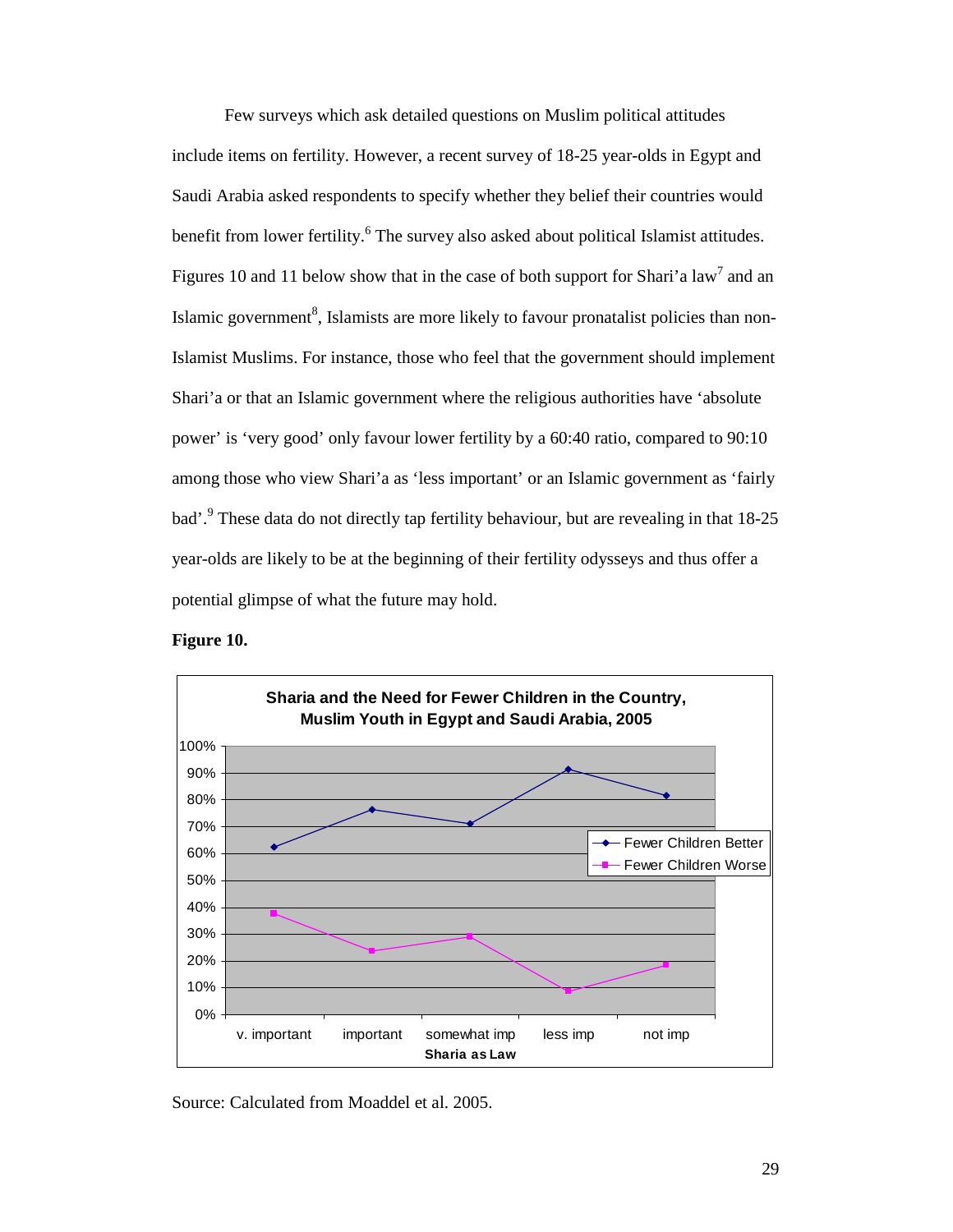Few surveys which ask detailed questions on Muslim political attitudes include items on fertility. However, a recent survey of 18-25 year-olds in Egypt and Saudi Arabia asked respondents to specify whether they belief their countries would benefit from lower fertility.[6] The survey also asked about political Islamist attitudes. Figures 10 and 11 below show that in the case of both support for Shari'a law[7] and an Islamic government[8], Islamists are more likely to favour pronatalist policies than non-Islamist Muslims. For instance, those who feel that the government should implement Shari'a or that an Islamic government where the religious authorities have 'absolute power' is 'very good' only favour lower fertility by a 60:40 ratio, compared to 90:10 among those who view Shari'a as 'less important' or an Islamic government as 'fairly bad'.[9] These data do not directly tap fertility behaviour, but are revealing in that 18-25 year-olds are likely to be at the beginning of their fertility odysseys and thus offer a potential glimpse of what the future may hold.

**Figure 10.**

**Sharia and the Need for Fewer Children in the Country, Muslim Youth in Egypt and Saudi Arabia, 2005**

| Sharia as Law | Fewer Children Better | Fewer Children Worse |
|---|---|---|
| v. important | 62% | 38% |
| important | 76% | 24% |
| somewhat imp | 71% | 29% |
| less imp | 91% | 9% |
| not imp | 81% | 19% |

Source: Calculated from Moaddel et al. 2005.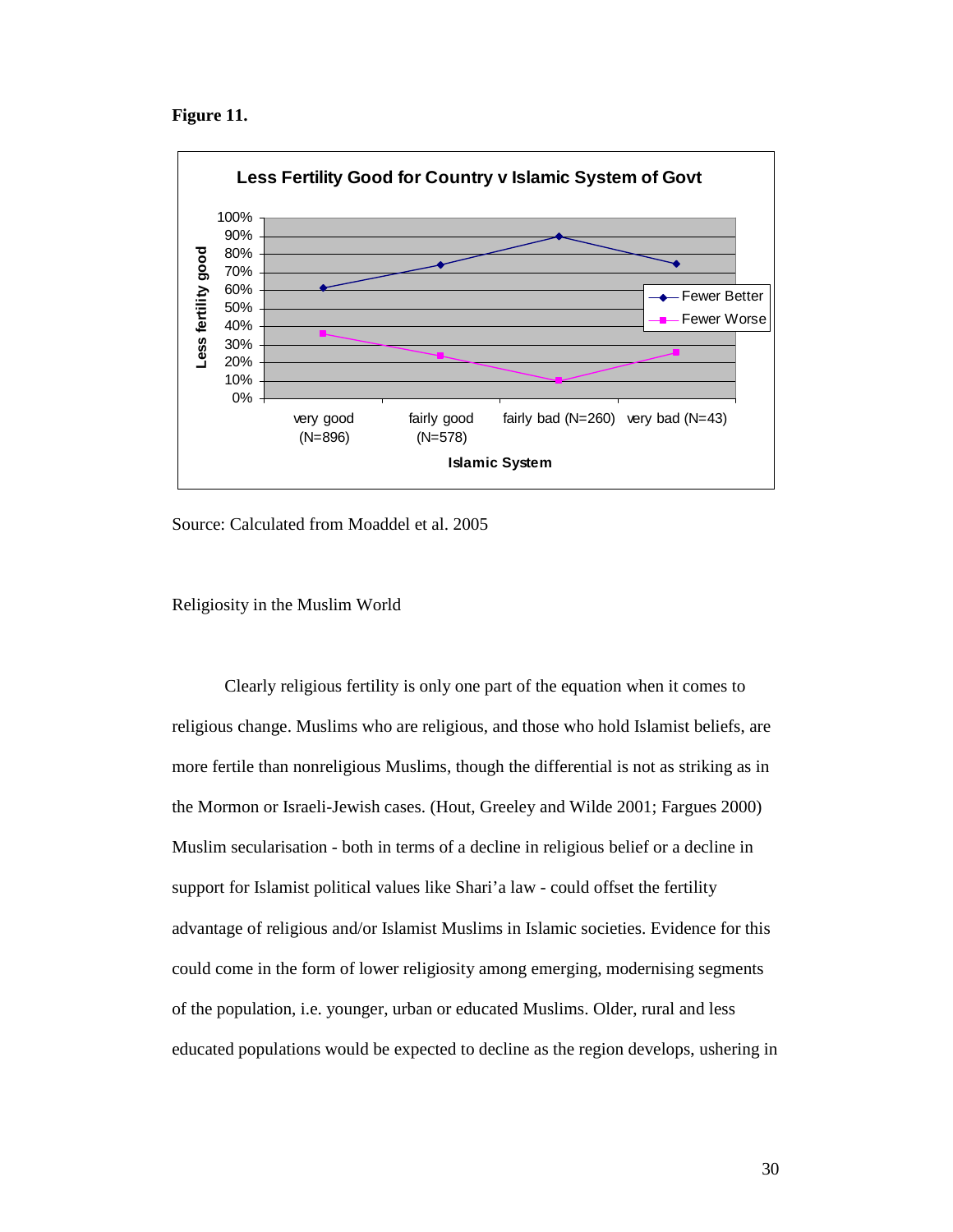**Figure 11.**

Source: Calculated from Moaddel et al. 2005

Religiosity in the Muslim World

Clearly religious fertility is only one part of the equation when it comes to religious change. Muslims who are religious, and those who hold Islamist beliefs, are more fertile than nonreligious Muslims, though the differential is not as striking as in the Mormon or Israeli-Jewish cases. (Hout, Greeley and Wilde 2001; Fargues 2000) Muslim secularisation - both in terms of a decline in religious belief or a decline in support for Islamist political values like Shari'a law - could offset the fertility advantage of religious and/or Islamist Muslims in Islamic societies. Evidence for this could come in the form of lower religiosity among emerging, modernising segments of the population, i.e. younger, urban or educated Muslims. Older, rural and less educated populations would be expected to decline as the region develops, ushering in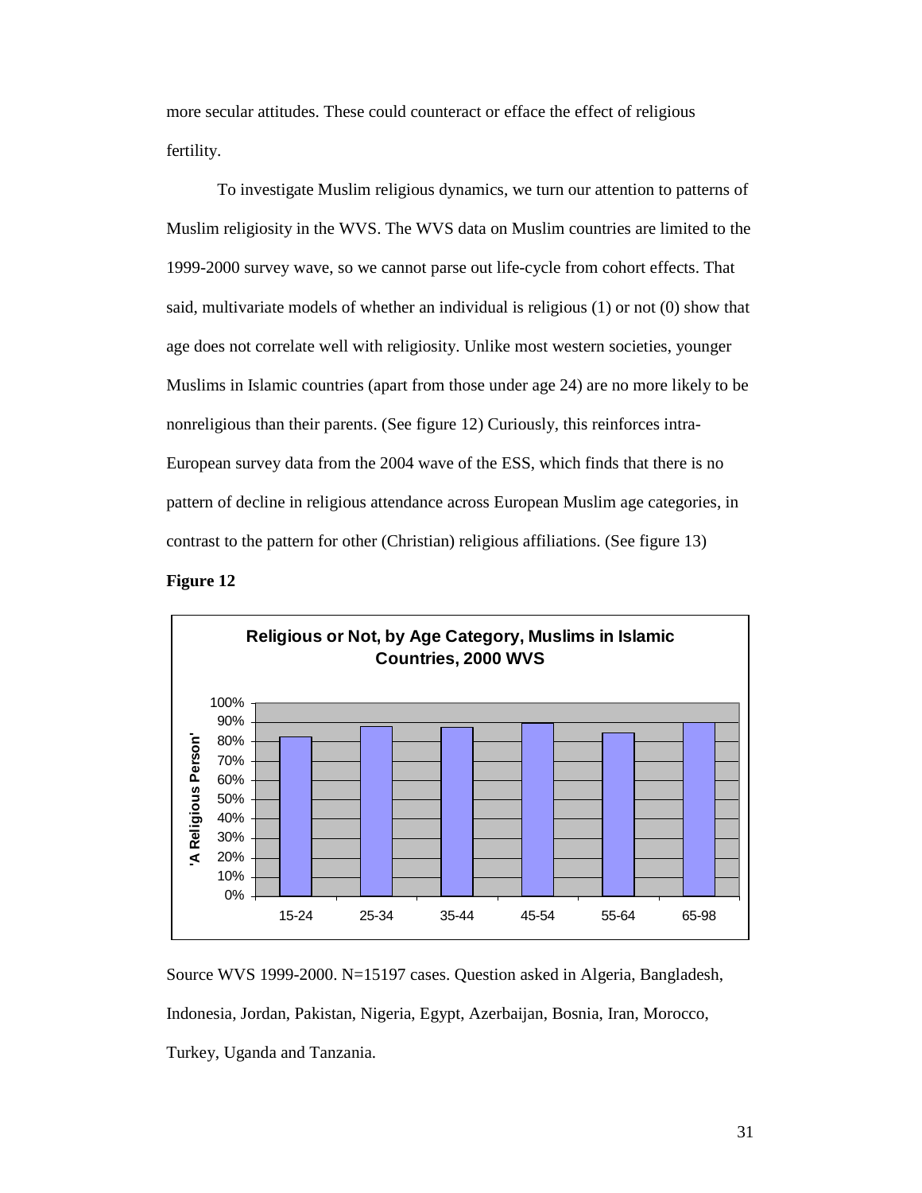more secular attitudes. These could counteract or efface the effect of religious fertility.

To investigate Muslim religious dynamics, we turn our attention to patterns of Muslim religiosity in the WVS. The WVS data on Muslim countries are limited to the 1999-2000 survey wave, so we cannot parse out life-cycle from cohort effects. That said, multivariate models of whether an individual is religious (1) or not (0) show that age does not correlate well with religiosity. Unlike most western societies, younger Muslims in Islamic countries (apart from those under age 24) are no more likely to be nonreligious than their parents. (See figure 12) Curiously, this reinforces intra-European survey data from the 2004 wave of the ESS, which finds that there is no pattern of decline in religious attendance across European Muslim age categories, in contrast to the pattern for other (Christian) religious affiliations. (See figure 13)

**Figure 12**

Source WVS 1999-2000. N=15197 cases. Question asked in Algeria, Bangladesh, Indonesia, Jordan, Pakistan, Nigeria, Egypt, Azerbaijan, Bosnia, Iran, Morocco, Turkey, Uganda and Tanzania.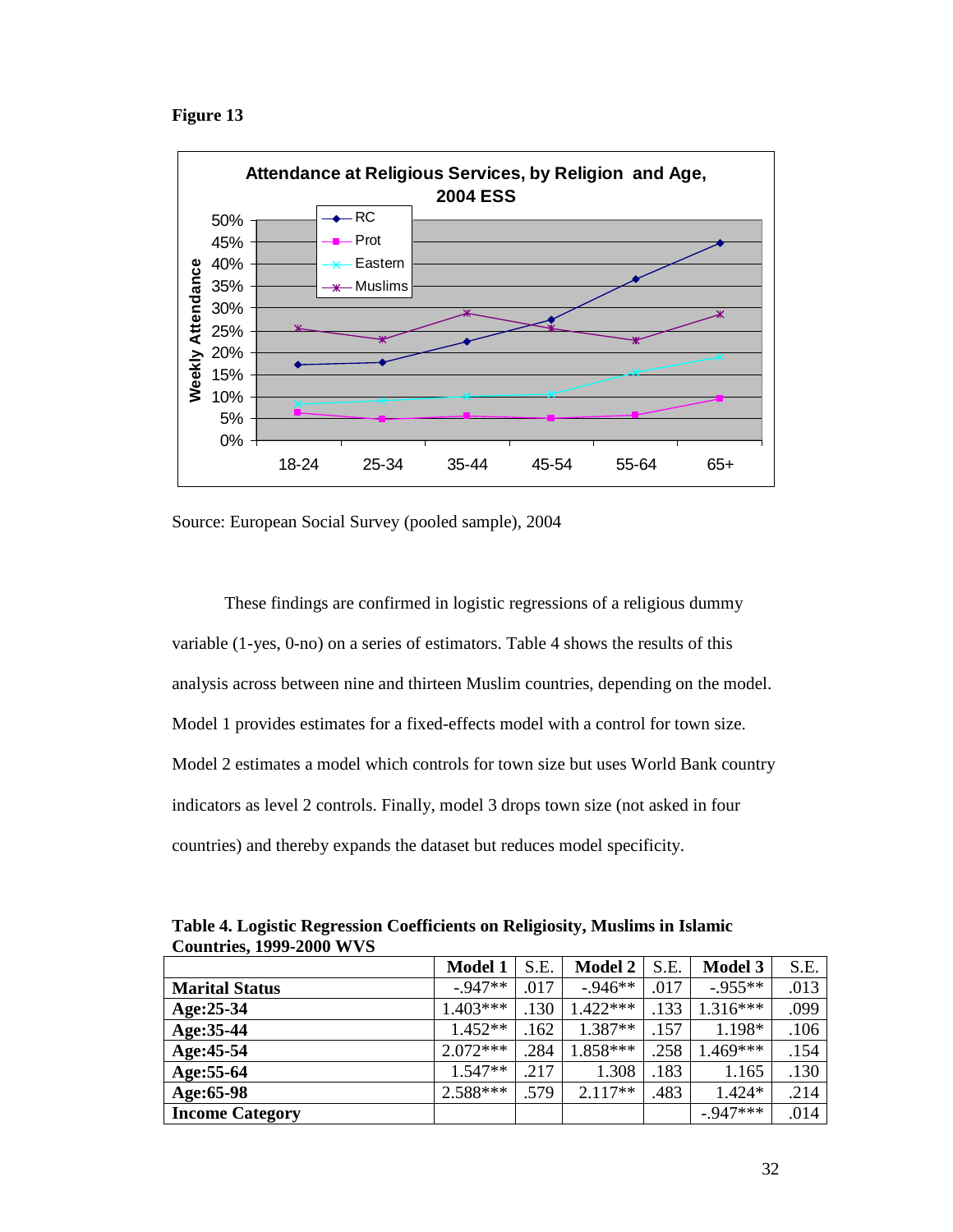**Figure 13**

Source: European Social Survey (pooled sample), 2004

These findings are confirmed in logistic regressions of a religious dummy variable (1-yes, 0-no) on a series of estimators. Table 4 shows the results of this analysis across between nine and thirteen Muslim countries, depending on the model. Model 1 provides estimates for a fixed-effects model with a control for town size. Model 2 estimates a model which controls for town size but uses World Bank country indicators as level 2 controls. Finally, model 3 drops town size (not asked in four countries) and thereby expands the dataset but reduces model specificity.

**Table 4. Logistic Regression Coefficients on Religiosity, Muslims in Islamic Countries, 1999-2000 WVS**

| | Model 1 | S.E. | Model 2 | S.E. | Model 3 | S.E. |
|---|---|---|---|---|---|---|
| **Marital Status** | -.947** | .017 | -.946** | .017 | -.955** | .013 |
| **Age:25-34** | 1.403*** | .130 | 1.422*** | .133 | 1.316*** | .099 |
| **Age:35-44** | 1.452** | .162 | 1.387** | .157 | 1.198* | .106 |
| **Age:45-54** | 2.072*** | .284 | 1.858*** | .258 | 1.469*** | .154 |
| **Age:55-64** | 1.547** | .217 | 1.308 | .183 | 1.165 | .130 |
| **Age:65-98** | 2.588*** | .579 | 2.117** | .483 | 1.424* | .214 |
| **Income Category** | | | | | -.947*** | .014 |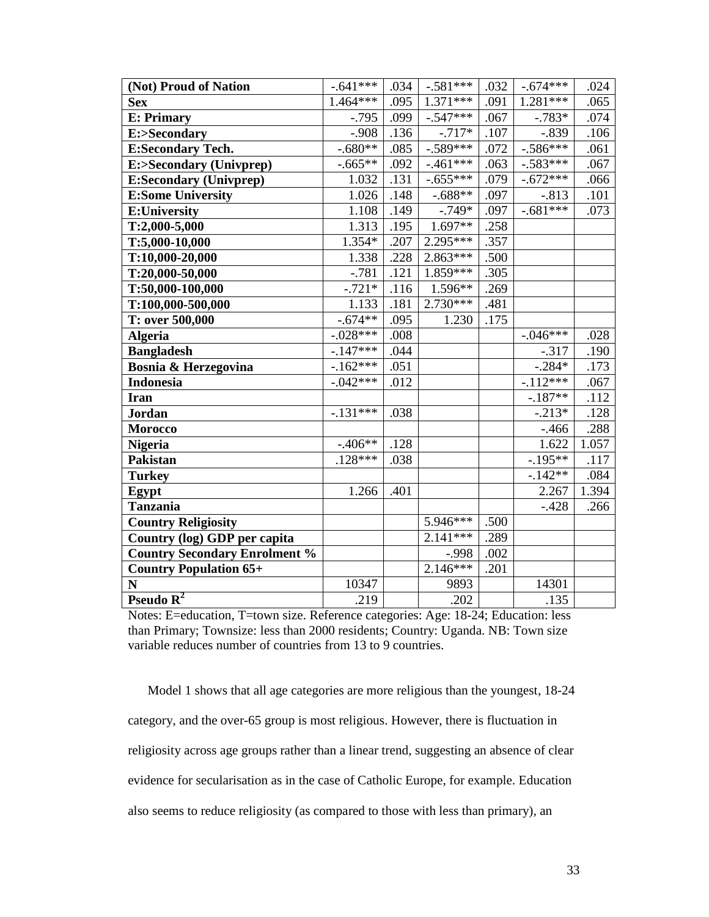| (Not) Proud of Nation | -.641*** | .034 | -.581*** | .032 | -.674*** | .024 |
|---|---|---|---|---|---|---|
| Sex | 1.464*** | .095 | 1.371*** | .091 | 1.281*** | .065 |
| E: Primary | -.795 | .099 | -.547*** | .067 | -.783* | .074 |
| E:>Secondary | -.908 | .136 | -.717* | .107 | -.839 | .106 |
| E:Secondary Tech. | -.680** | .085 | -.589*** | .072 | -.586*** | .061 |
| E:>Secondary (Univprep) | -.665** | .092 | -.461*** | .063 | -.583*** | .067 |
| E:Secondary (Univprep) | 1.032 | .131 | -.655*** | .079 | -.672*** | .066 |
| E:Some University | 1.026 | .148 | -.688** | .097 | -.813 | .101 |
| E:University | 1.108 | .149 | -.749* | .097 | -.681*** | .073 |
| T:2,000-5,000 | 1.313 | .195 | 1.697** | .258 | | |
| T:5,000-10,000 | 1.354* | .207 | 2.295*** | .357 | | |
| T:10,000-20,000 | 1.338 | .228 | 2.863*** | .500 | | |
| T:20,000-50,000 | -.781 | .121 | 1.859*** | .305 | | |
| T:50,000-100,000 | -.721* | .116 | 1.596** | .269 | | |
| T:100,000-500,000 | 1.133 | .181 | 2.730*** | .481 | | |
| T: over 500,000 | -.674** | .095 | 1.230 | .175 | | |
| Algeria | -.028*** | .008 | | | -.046*** | .028 |
| Bangladesh | -.147*** | .044 | | | -.317 | .190 |
| Bosnia & Herzegovina | -.162*** | .051 | | | -.284* | .173 |
| Indonesia | -.042*** | .012 | | | -.112*** | .067 |
| Iran | | | | | -.187** | .112 |
| Jordan | -.131*** | .038 | | | -.213* | .128 |
| Morocco | | | | | -.466 | .288 |
| Nigeria | -.406** | .128 | | | 1.622 | 1.057 |
| Pakistan | .128*** | .038 | | | -.195** | .117 |
| Turkey | | | | | -.142** | .084 |
| Egypt | 1.266 | .401 | | | 2.267 | 1.394 |
| Tanzania | | | | | -.428 | .266 |
| Country Religiosity | | | 5.946*** | .500 | | |
| Country (log) GDP per capita | | | 2.141*** | .289 | | |
| Country Secondary Enrolment % | | | -.998 | .002 | | |
| Country Population 65+ | | | 2.146*** | .201 | | |
| N | 10347 | | 9893 | | 14301 | |
| Pseudo $R^2$ | .219 | | .202 | | .135 | |

Notes: E=education, T=town size. Reference categories: Age: 18-24; Education: less than Primary; Townsize: less than 2000 residents; Country: Uganda. NB: Town size variable reduces number of countries from 13 to 9 countries.

Model 1 shows that all age categories are more religious than the youngest, 18-24 category, and the over-65 group is most religious. However, there is fluctuation in religiosity across age groups rather than a linear trend, suggesting an absence of clear evidence for secularisation as in the case of Catholic Europe, for example. Education also seems to reduce religiosity (as compared to those with less than primary), an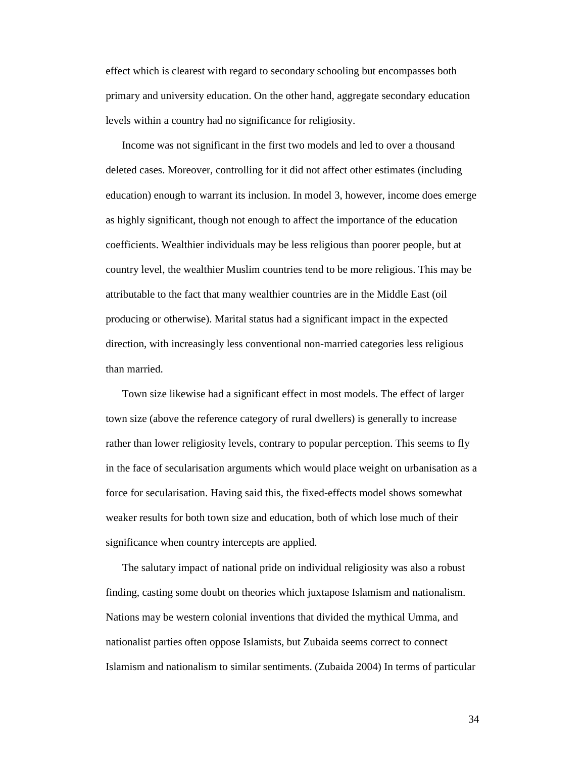effect which is clearest with regard to secondary schooling but encompasses both primary and university education. On the other hand, aggregate secondary education levels within a country had no significance for religiosity.

Income was not significant in the first two models and led to over a thousand deleted cases. Moreover, controlling for it did not affect other estimates (including education) enough to warrant its inclusion. In model 3, however, income does emerge as highly significant, though not enough to affect the importance of the education coefficients. Wealthier individuals may be less religious than poorer people, but at country level, the wealthier Muslim countries tend to be more religious. This may be attributable to the fact that many wealthier countries are in the Middle East (oil producing or otherwise). Marital status had a significant impact in the expected direction, with increasingly less conventional non-married categories less religious than married.

Town size likewise had a significant effect in most models. The effect of larger town size (above the reference category of rural dwellers) is generally to increase rather than lower religiosity levels, contrary to popular perception. This seems to fly in the face of secularisation arguments which would place weight on urbanisation as a force for secularisation. Having said this, the fixed-effects model shows somewhat weaker results for both town size and education, both of which lose much of their significance when country intercepts are applied.

The salutary impact of national pride on individual religiosity was also a robust finding, casting some doubt on theories which juxtapose Islamism and nationalism. Nations may be western colonial inventions that divided the mythical Umma, and nationalist parties often oppose Islamists, but Zubaida seems correct to connect Islamism and nationalism to similar sentiments. (Zubaida 2004) In terms of particular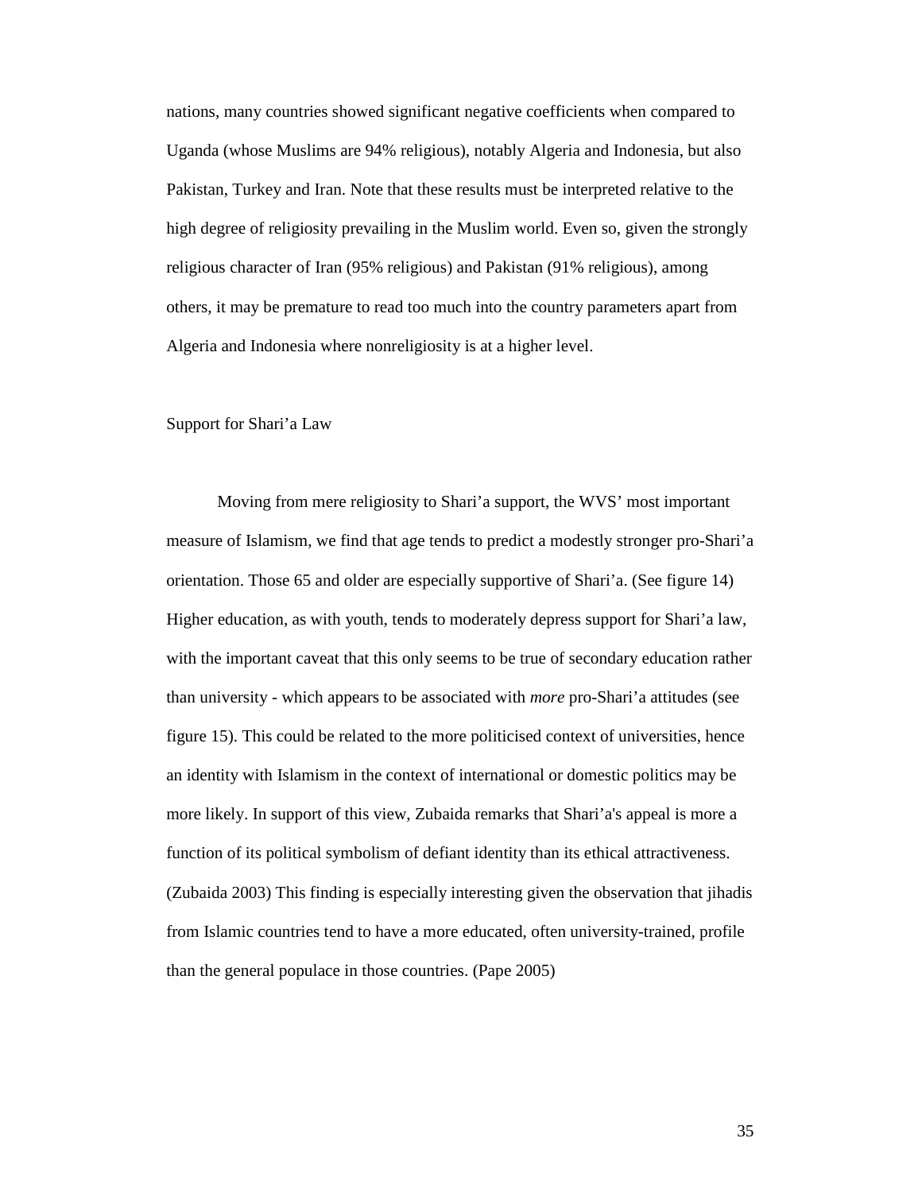nations, many countries showed significant negative coefficients when compared to Uganda (whose Muslims are 94% religious), notably Algeria and Indonesia, but also Pakistan, Turkey and Iran. Note that these results must be interpreted relative to the high degree of religiosity prevailing in the Muslim world. Even so, given the strongly religious character of Iran (95% religious) and Pakistan (91% religious), among others, it may be premature to read too much into the country parameters apart from Algeria and Indonesia where nonreligiosity is at a higher level.

## Support for Shari'a Law

Moving from mere religiosity to Shari'a support, the WVS' most important measure of Islamism, we find that age tends to predict a modestly stronger pro-Shari'a orientation. Those 65 and older are especially supportive of Shari'a. (See figure 14) Higher education, as with youth, tends to moderately depress support for Shari'a law, with the important caveat that this only seems to be true of secondary education rather than university - which appears to be associated with *more* pro-Shari'a attitudes (see figure 15). This could be related to the more politicised context of universities, hence an identity with Islamism in the context of international or domestic politics may be more likely. In support of this view, Zubaida remarks that Shari'a's appeal is more a function of its political symbolism of defiant identity than its ethical attractiveness. (Zubaida 2003) This finding is especially interesting given the observation that jihadis from Islamic countries tend to have a more educated, often university-trained, profile than the general populace in those countries. (Pape 2005)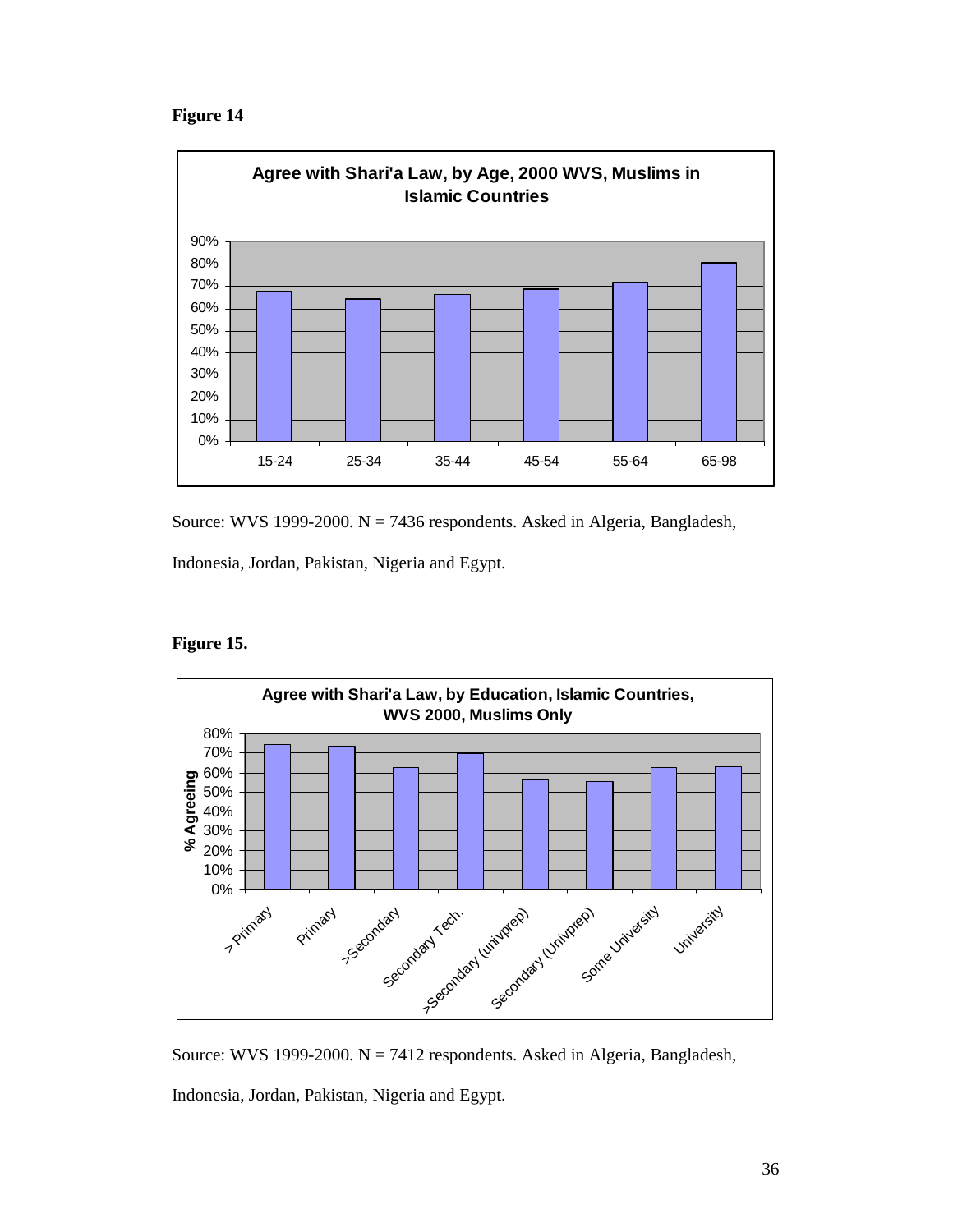**Figure 14**

**Agree with Shari'a Law, by Age, 2000 WVS, Muslims in Islamic Countries**

Source: WVS 1999-2000. N = 7436 respondents. Asked in Algeria, Bangladesh, Indonesia, Jordan, Pakistan, Nigeria and Egypt.

**Figure 15.**

**Agree with Shari'a Law, by Education, Islamic Countries, WVS 2000, Muslims Only**

Source: WVS 1999-2000. N = 7412 respondents. Asked in Algeria, Bangladesh, Indonesia, Jordan, Pakistan, Nigeria and Egypt.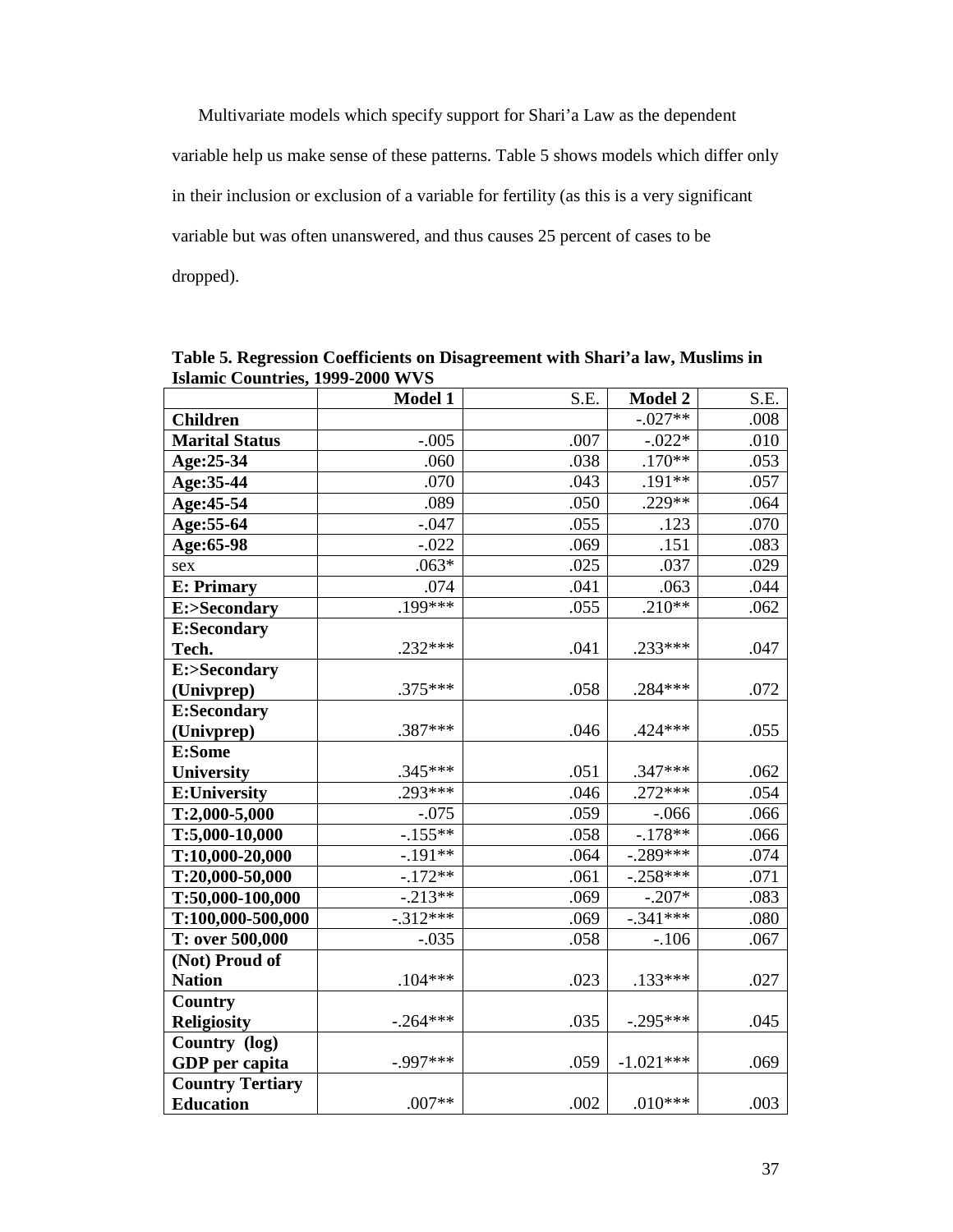Multivariate models which specify support for Shari'a Law as the dependent variable help us make sense of these patterns. Table 5 shows models which differ only in their inclusion or exclusion of a variable for fertility (as this is a very significant variable but was often unanswered, and thus causes 25 percent of cases to be dropped).

**Table 5. Regression Coefficients on Disagreement with Shari'a law, Muslims in Islamic Countries, 1999-2000 WVS**

| | **Model 1** | S.E. | **Model 2** | S.E. |
|---|---|---|---|---|
| **Children** | | | -.027** | .008 |
| **Marital Status** | -.005 | .007 | -.022* | .010 |
| **Age:25-34** | .060 | .038 | .170** | .053 |
| **Age:35-44** | .070 | .043 | .191** | .057 |
| **Age:45-54** | .089 | .050 | .229** | .064 |
| **Age:55-64** | -.047 | .055 | .123 | .070 |
| **Age:65-98** | -.022 | .069 | .151 | .083 |
| sex | .063* | .025 | .037 | .029 |
| **E: Primary** | .074 | .041 | .063 | .044 |
| **E:>Secondary** | .199*** | .055 | .210** | .062 |
| **E:Secondary Tech.** | .232*** | .041 | .233*** | .047 |
| **E:>Secondary (Univprep)** | .375*** | .058 | .284*** | .072 |
| **E:Secondary (Univprep)** | .387*** | .046 | .424*** | .055 |
| **E:Some University** | .345*** | .051 | .347*** | .062 |
| **E:University** | .293*** | .046 | .272*** | .054 |
| **T:2,000-5,000** | -.075 | .059 | -.066 | .066 |
| **T:5,000-10,000** | -.155** | .058 | -.178** | .066 |
| **T:10,000-20,000** | -.191** | .064 | -.289*** | .074 |
| **T:20,000-50,000** | -.172** | .061 | -.258*** | .071 |
| **T:50,000-100,000** | -.213** | .069 | -.207* | .083 |
| **T:100,000-500,000** | -.312*** | .069 | -.341*** | .080 |
| **T: over 500,000** | -.035 | .058 | -.106 | .067 |
| **(Not) Proud of Nation** | .104*** | .023 | .133*** | .027 |
| **Country Religiosity** | -.264*** | .035 | -.295*** | .045 |
| **Country (log) GDP per capita** | -.997*** | .059 | -1.021*** | .069 |
| **Country Tertiary Education** | .007** | .002 | .010*** | .003 |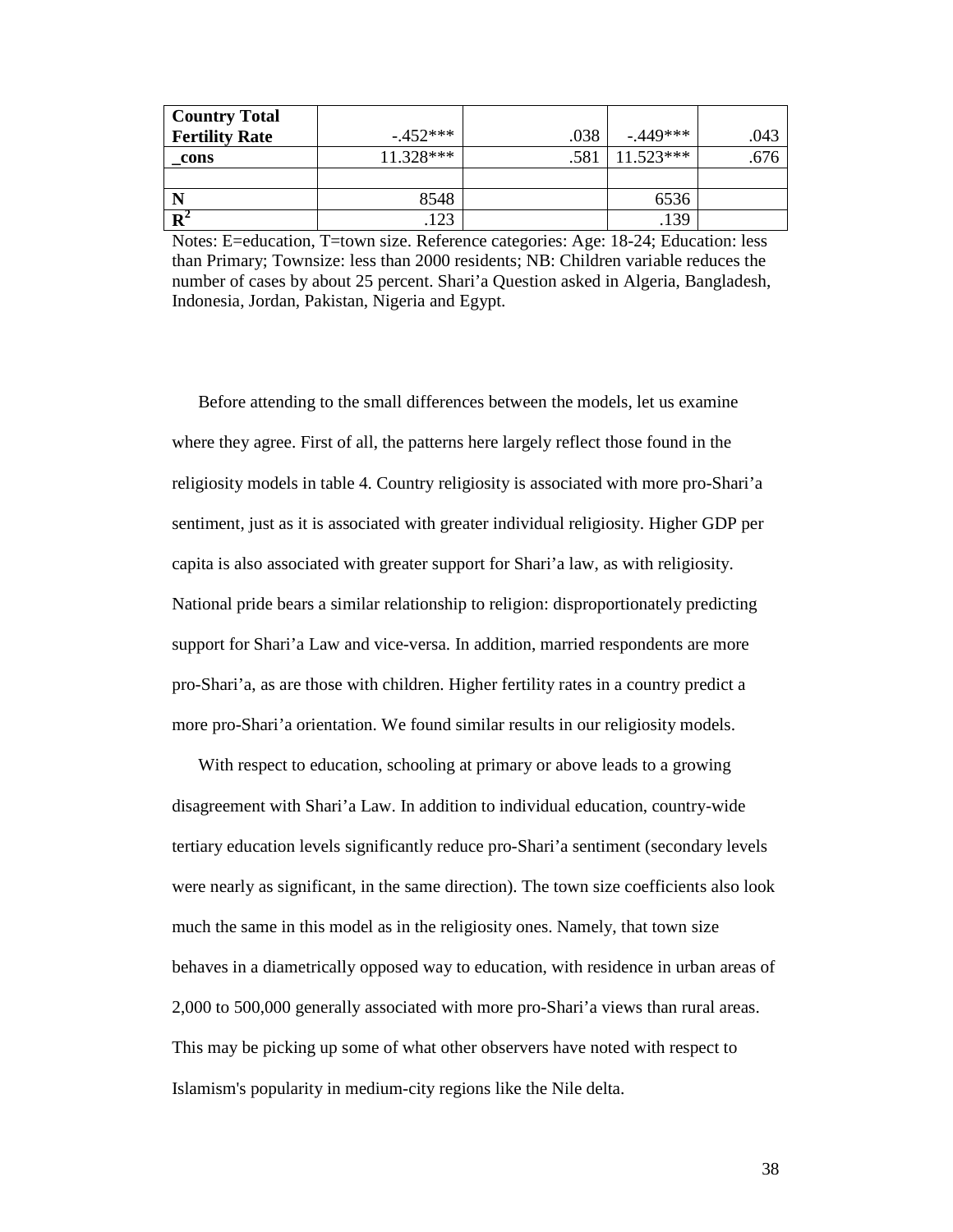| | | | | |
|---|---|---|---|---|
| **Country Total Fertility Rate** | -.452*** | .038 | -.449*** | .043 |
| **_cons** | 11.328*** | .581 | 11.523*** | .676 |
| | | | | |
| **N** | 8548 | | 6536 | |
| **$R^2$** | .123 | | .139 | |

Notes: E=education, T=town size. Reference categories: Age: 18-24; Education: less than Primary; Townsize: less than 2000 residents; NB: Children variable reduces the number of cases by about 25 percent. Shari'a Question asked in Algeria, Bangladesh, Indonesia, Jordan, Pakistan, Nigeria and Egypt.

Before attending to the small differences between the models, let us examine where they agree. First of all, the patterns here largely reflect those found in the religiosity models in table 4. Country religiosity is associated with more pro-Shari'a sentiment, just as it is associated with greater individual religiosity. Higher GDP per capita is also associated with greater support for Shari'a law, as with religiosity. National pride bears a similar relationship to religion: disproportionately predicting support for Shari'a Law and vice-versa. In addition, married respondents are more pro-Shari'a, as are those with children. Higher fertility rates in a country predict a more pro-Shari'a orientation. We found similar results in our religiosity models.

With respect to education, schooling at primary or above leads to a growing disagreement with Shari'a Law. In addition to individual education, country-wide tertiary education levels significantly reduce pro-Shari'a sentiment (secondary levels were nearly as significant, in the same direction). The town size coefficients also look much the same in this model as in the religiosity ones. Namely, that town size behaves in a diametrically opposed way to education, with residence in urban areas of 2,000 to 500,000 generally associated with more pro-Shari'a views than rural areas. This may be picking up some of what other observers have noted with respect to Islamism's popularity in medium-city regions like the Nile delta.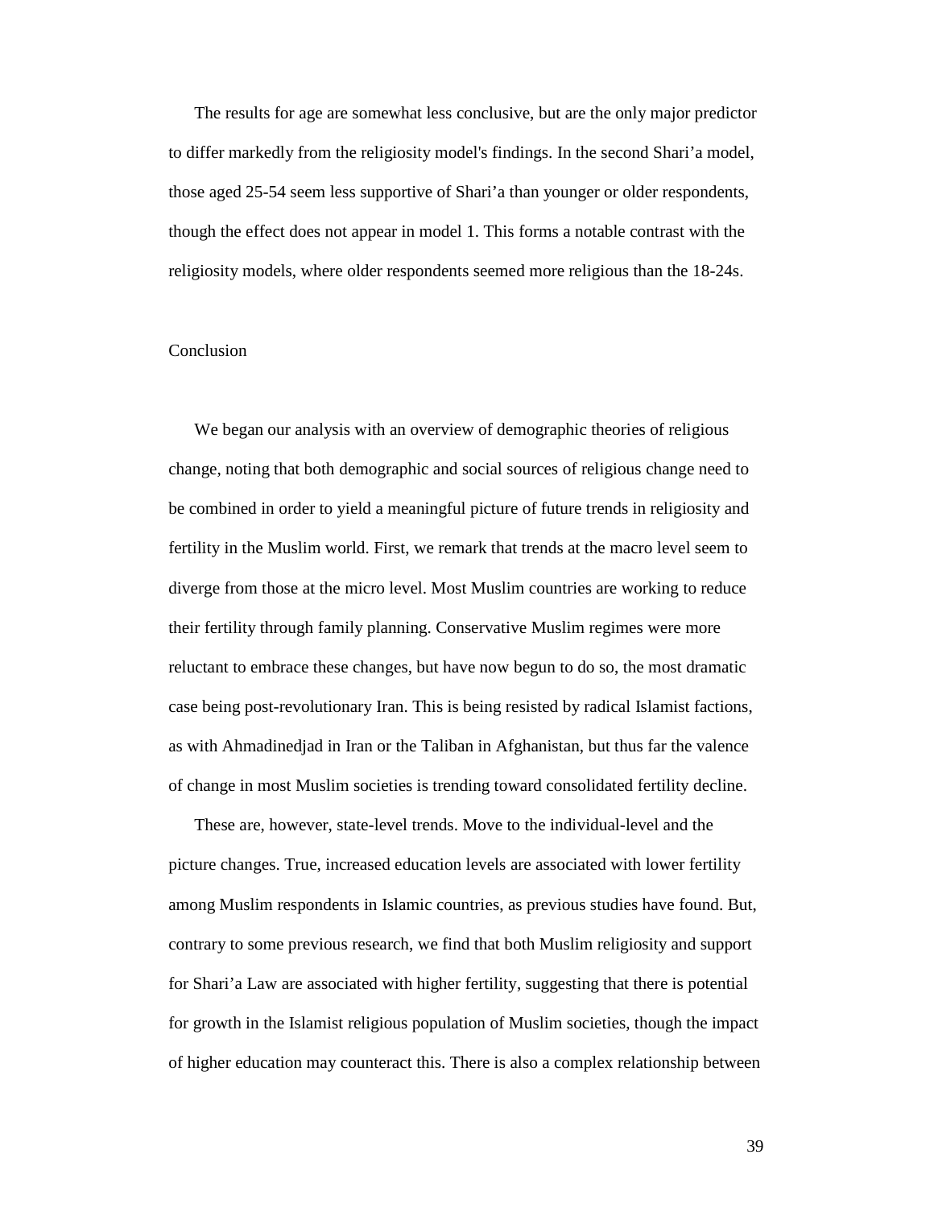The results for age are somewhat less conclusive, but are the only major predictor to differ markedly from the religiosity model's findings. In the second Shari'a model, those aged 25-54 seem less supportive of Shari'a than younger or older respondents, though the effect does not appear in model 1. This forms a notable contrast with the religiosity models, where older respondents seemed more religious than the 18-24s.

## Conclusion

We began our analysis with an overview of demographic theories of religious change, noting that both demographic and social sources of religious change need to be combined in order to yield a meaningful picture of future trends in religiosity and fertility in the Muslim world. First, we remark that trends at the macro level seem to diverge from those at the micro level. Most Muslim countries are working to reduce their fertility through family planning. Conservative Muslim regimes were more reluctant to embrace these changes, but have now begun to do so, the most dramatic case being post-revolutionary Iran. This is being resisted by radical Islamist factions, as with Ahmadinedjad in Iran or the Taliban in Afghanistan, but thus far the valence of change in most Muslim societies is trending toward consolidated fertility decline.

These are, however, state-level trends. Move to the individual-level and the picture changes. True, increased education levels are associated with lower fertility among Muslim respondents in Islamic countries, as previous studies have found. But, contrary to some previous research, we find that both Muslim religiosity and support for Shari'a Law are associated with higher fertility, suggesting that there is potential for growth in the Islamist religious population of Muslim societies, though the impact of higher education may counteract this. There is also a complex relationship between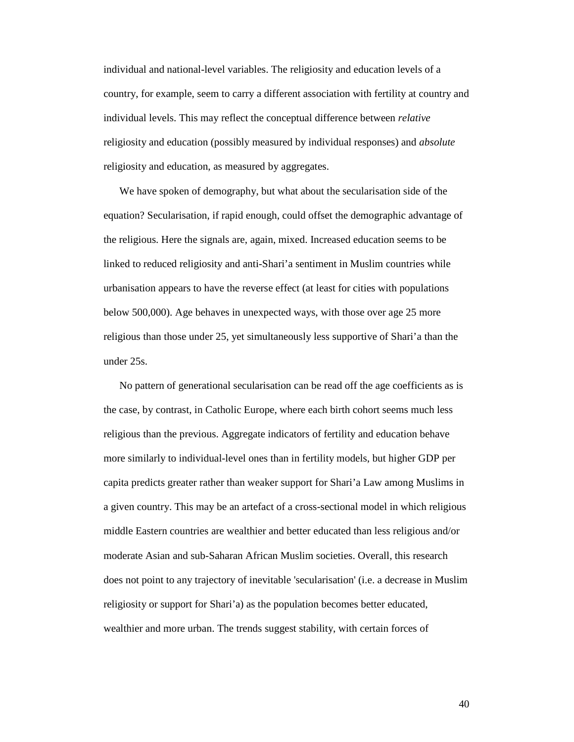individual and national-level variables. The religiosity and education levels of a country, for example, seem to carry a different association with fertility at country and individual levels. This may reflect the conceptual difference between *relative* religiosity and education (possibly measured by individual responses) and *absolute* religiosity and education, as measured by aggregates.

We have spoken of demography, but what about the secularisation side of the equation? Secularisation, if rapid enough, could offset the demographic advantage of the religious. Here the signals are, again, mixed. Increased education seems to be linked to reduced religiosity and anti-Shari'a sentiment in Muslim countries while urbanisation appears to have the reverse effect (at least for cities with populations below 500,000). Age behaves in unexpected ways, with those over age 25 more religious than those under 25, yet simultaneously less supportive of Shari'a than the under 25s.

No pattern of generational secularisation can be read off the age coefficients as is the case, by contrast, in Catholic Europe, where each birth cohort seems much less religious than the previous. Aggregate indicators of fertility and education behave more similarly to individual-level ones than in fertility models, but higher GDP per capita predicts greater rather than weaker support for Shari'a Law among Muslims in a given country. This may be an artefact of a cross-sectional model in which religious middle Eastern countries are wealthier and better educated than less religious and/or moderate Asian and sub-Saharan African Muslim societies. Overall, this research does not point to any trajectory of inevitable 'secularisation' (i.e. a decrease in Muslim religiosity or support for Shari'a) as the population becomes better educated, wealthier and more urban. The trends suggest stability, with certain forces of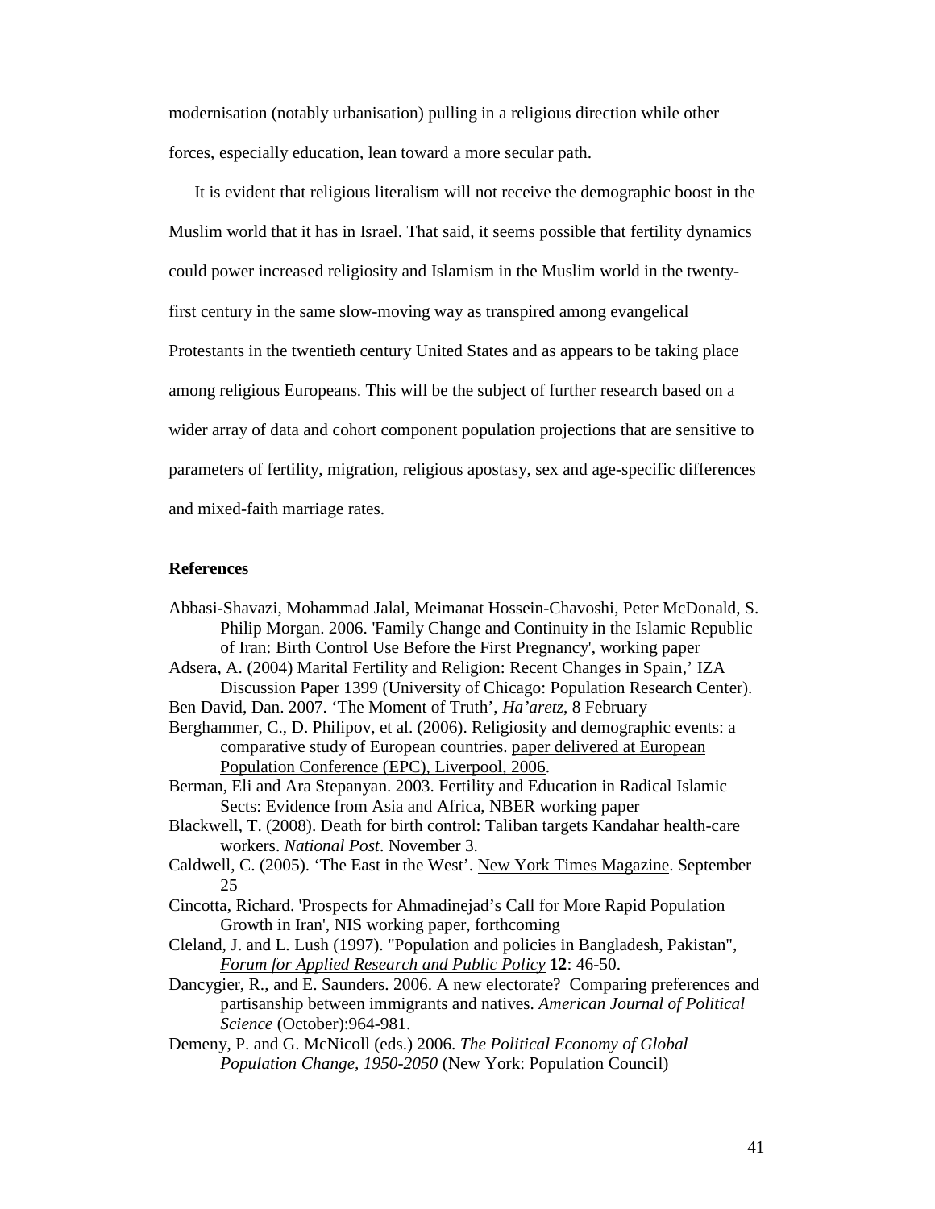modernisation (notably urbanisation) pulling in a religious direction while other forces, especially education, lean toward a more secular path.

It is evident that religious literalism will not receive the demographic boost in the Muslim world that it has in Israel. That said, it seems possible that fertility dynamics could power increased religiosity and Islamism in the Muslim world in the twenty-first century in the same slow-moving way as transpired among evangelical Protestants in the twentieth century United States and as appears to be taking place among religious Europeans. This will be the subject of further research based on a wider array of data and cohort component population projections that are sensitive to parameters of fertility, migration, religious apostasy, sex and age-specific differences and mixed-faith marriage rates.

## References

Abbasi-Shavazi, Mohammad Jalal, Meimanat Hossein-Chavoshi, Peter McDonald, S. Philip Morgan. 2006. 'Family Change and Continuity in the Islamic Republic of Iran: Birth Control Use Before the First Pregnancy', working paper

Adsera, A. (2004) Marital Fertility and Religion: Recent Changes in Spain,' IZA Discussion Paper 1399 (University of Chicago: Population Research Center).

Ben David, Dan. 2007. 'The Moment of Truth', *Ha'aretz*, 8 February

Berghammer, C., D. Philipov, et al. (2006). Religiosity and demographic events: a comparative study of European countries. paper delivered at European Population Conference (EPC), Liverpool, 2006.

Berman, Eli and Ara Stepanyan. 2003. Fertility and Education in Radical Islamic Sects: Evidence from Asia and Africa, NBER working paper

Blackwell, T. (2008). Death for birth control: Taliban targets Kandahar health-care workers. *National Post*. November 3.

Caldwell, C. (2005). 'The East in the West'. New York Times Magazine. September 25

Cincotta, Richard. 'Prospects for Ahmadinejad's Call for More Rapid Population Growth in Iran', NIS working paper, forthcoming

Cleland, J. and L. Lush (1997). "Population and policies in Bangladesh, Pakistan", *Forum for Applied Research and Public Policy* **12**: 46-50.

Dancygier, R., and E. Saunders. 2006. A new electorate? Comparing preferences and partisanship between immigrants and natives. *American Journal of Political Science* (October):964-981.

Demeny, P. and G. McNicoll (eds.) 2006. *The Political Economy of Global Population Change, 1950-2050* (New York: Population Council)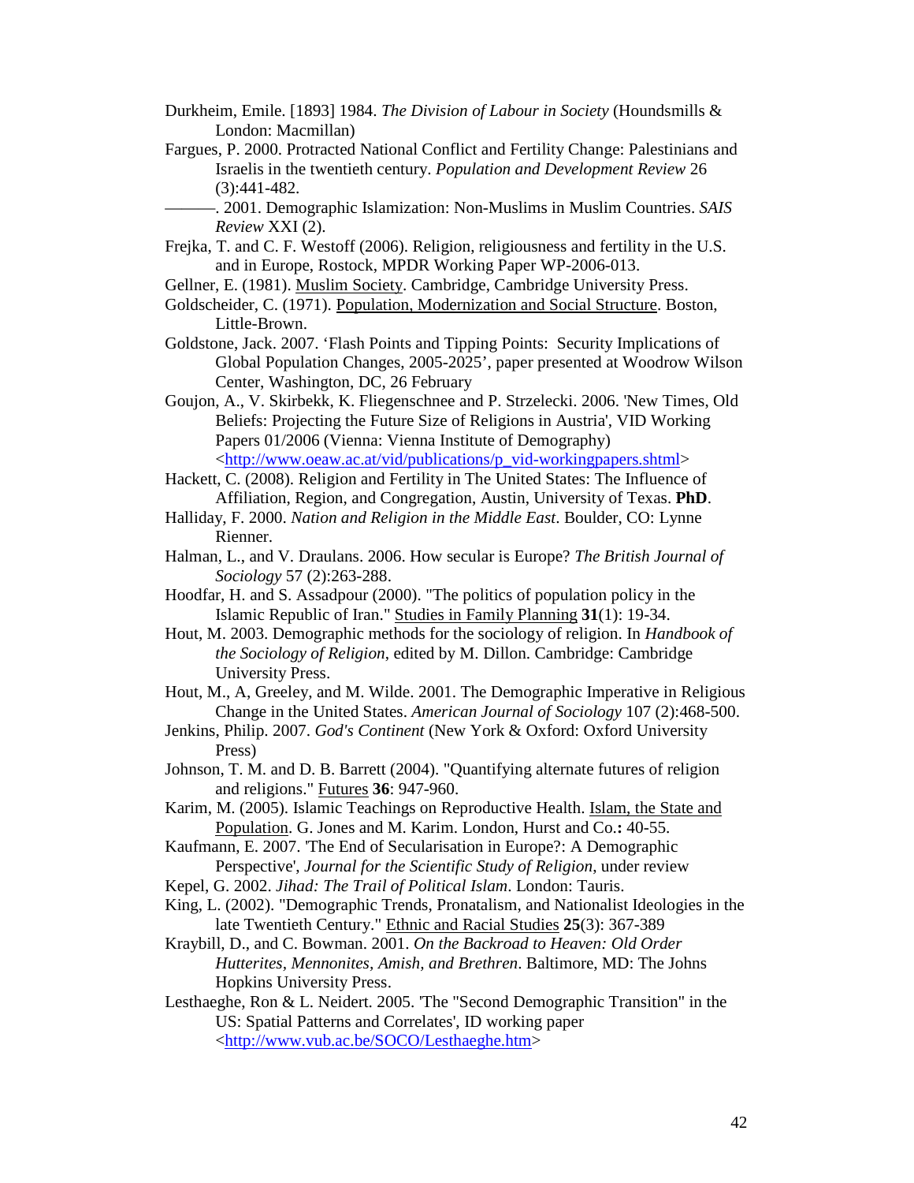Durkheim, Emile. [1893] 1984. *The Division of Labour in Society* (Houndsmills & London: Macmillan)

Fargues, P. 2000. Protracted National Conflict and Fertility Change: Palestinians and Israelis in the twentieth century. *Population and Development Review* 26 (3):441-482.

———. 2001. Demographic Islamization: Non-Muslims in Muslim Countries. *SAIS Review* XXI (2).

Frejka, T. and C. F. Westoff (2006). Religion, religiousness and fertility in the U.S. and in Europe, Rostock, MPDR Working Paper WP-2006-013.

Gellner, E. (1981). Muslim Society. Cambridge, Cambridge University Press.

Goldscheider, C. (1971). Population, Modernization and Social Structure. Boston, Little-Brown.

Goldstone, Jack. 2007. 'Flash Points and Tipping Points: Security Implications of Global Population Changes, 2005-2025', paper presented at Woodrow Wilson Center, Washington, DC, 26 February

Goujon, A., V. Skirbekk, K. Fliegenschnee and P. Strzelecki. 2006. 'New Times, Old Beliefs: Projecting the Future Size of Religions in Austria', VID Working Papers 01/2006 (Vienna: Vienna Institute of Demography) <http://www.oeaw.ac.at/vid/publications/p_vid-workingpapers.shtml>

Hackett, C. (2008). Religion and Fertility in The United States: The Influence of Affiliation, Region, and Congregation, Austin, University of Texas. **PhD**.

Halliday, F. 2000. *Nation and Religion in the Middle East*. Boulder, CO: Lynne Rienner.

Halman, L., and V. Draulans. 2006. How secular is Europe? *The British Journal of Sociology* 57 (2):263-288.

Hoodfar, H. and S. Assadpour (2000). "The politics of population policy in the Islamic Republic of Iran." Studies in Family Planning **31**(1): 19-34.

Hout, M. 2003. Demographic methods for the sociology of religion. In *Handbook of the Sociology of Religion*, edited by M. Dillon. Cambridge: Cambridge University Press.

Hout, M., A, Greeley, and M. Wilde. 2001. The Demographic Imperative in Religious Change in the United States. *American Journal of Sociology* 107 (2):468-500.

Jenkins, Philip. 2007. *God's Continent* (New York & Oxford: Oxford University Press)

Johnson, T. M. and D. B. Barrett (2004). "Quantifying alternate futures of religion and religions." Futures **36**: 947-960.

Karim, M. (2005). Islamic Teachings on Reproductive Health. Islam, the State and Population. G. Jones and M. Karim. London, Hurst and Co.**:** 40-55.

Kaufmann, E. 2007. 'The End of Secularisation in Europe?: A Demographic Perspective', *Journal for the Scientific Study of Religion*, under review

Kepel, G. 2002. *Jihad: The Trail of Political Islam*. London: Tauris.

King, L. (2002). "Demographic Trends, Pronatalism, and Nationalist Ideologies in the late Twentieth Century." Ethnic and Racial Studies **25**(3): 367-389

Kraybill, D., and C. Bowman. 2001. *On the Backroad to Heaven: Old Order Hutterites, Mennonites, Amish, and Brethren*. Baltimore, MD: The Johns Hopkins University Press.

Lesthaeghe, Ron & L. Neidert. 2005. 'The "Second Demographic Transition" in the US: Spatial Patterns and Correlates', ID working paper <http://www.vub.ac.be/SOCO/Lesthaeghe.htm>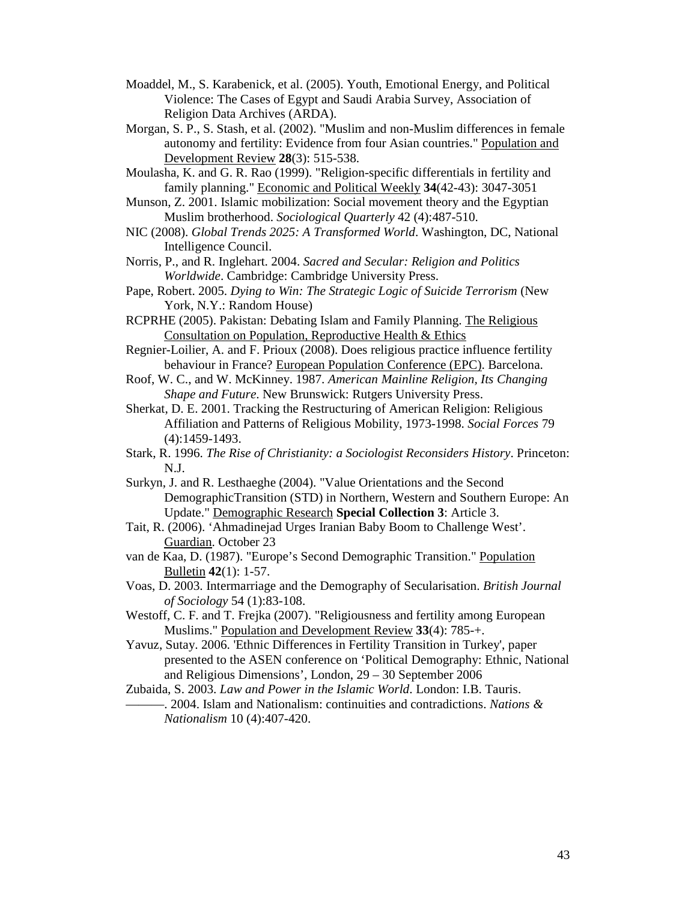Moaddel, M., S. Karabenick, et al. (2005). Youth, Emotional Energy, and Political Violence: The Cases of Egypt and Saudi Arabia Survey, Association of Religion Data Archives (ARDA).

Morgan, S. P., S. Stash, et al. (2002). "Muslim and non-Muslim differences in female autonomy and fertility: Evidence from four Asian countries." Population and Development Review **28**(3): 515-538.

Moulasha, K. and G. R. Rao (1999). "Religion-specific differentials in fertility and family planning." Economic and Political Weekly **34**(42-43): 3047-3051

Munson, Z. 2001. Islamic mobilization: Social movement theory and the Egyptian Muslim brotherhood. *Sociological Quarterly* 42 (4):487-510.

NIC (2008). *Global Trends 2025: A Transformed World*. Washington, DC, National Intelligence Council.

Norris, P., and R. Inglehart. 2004. *Sacred and Secular: Religion and Politics Worldwide*. Cambridge: Cambridge University Press.

Pape, Robert. 2005. *Dying to Win: The Strategic Logic of Suicide Terrorism* (New York, N.Y.: Random House)

RCPRHE (2005). Pakistan: Debating Islam and Family Planning. The Religious Consultation on Population, Reproductive Health & Ethics

Regnier-Loilier, A. and F. Prioux (2008). Does religious practice influence fertility behaviour in France? European Population Conference (EPC). Barcelona.

Roof, W. C., and W. McKinney. 1987. *American Mainline Religion, Its Changing Shape and Future*. New Brunswick: Rutgers University Press.

Sherkat, D. E. 2001. Tracking the Restructuring of American Religion: Religious Affiliation and Patterns of Religious Mobility, 1973-1998. *Social Forces* 79 (4):1459-1493.

Stark, R. 1996. *The Rise of Christianity: a Sociologist Reconsiders History*. Princeton: N.J.

Surkyn, J. and R. Lesthaeghe (2004). "Value Orientations and the Second DemographicTransition (STD) in Northern, Western and Southern Europe: An Update." Demographic Research **Special Collection 3**: Article 3.

Tait, R. (2006). 'Ahmadinejad Urges Iranian Baby Boom to Challenge West'. Guardian. October 23

van de Kaa, D. (1987). "Europe's Second Demographic Transition." Population Bulletin **42**(1): 1-57.

Voas, D. 2003. Intermarriage and the Demography of Secularisation. *British Journal of Sociology* 54 (1):83-108.

Westoff, C. F. and T. Frejka (2007). "Religiousness and fertility among European Muslims." Population and Development Review **33**(4): 785-+.

Yavuz, Sutay. 2006. 'Ethnic Differences in Fertility Transition in Turkey', paper presented to the ASEN conference on 'Political Demography: Ethnic, National and Religious Dimensions', London, 29 – 30 September 2006

Zubaida, S. 2003. *Law and Power in the Islamic World*. London: I.B. Tauris.

———. 2004. Islam and Nationalism: continuities and contradictions. *Nations & Nationalism* 10 (4):407-420.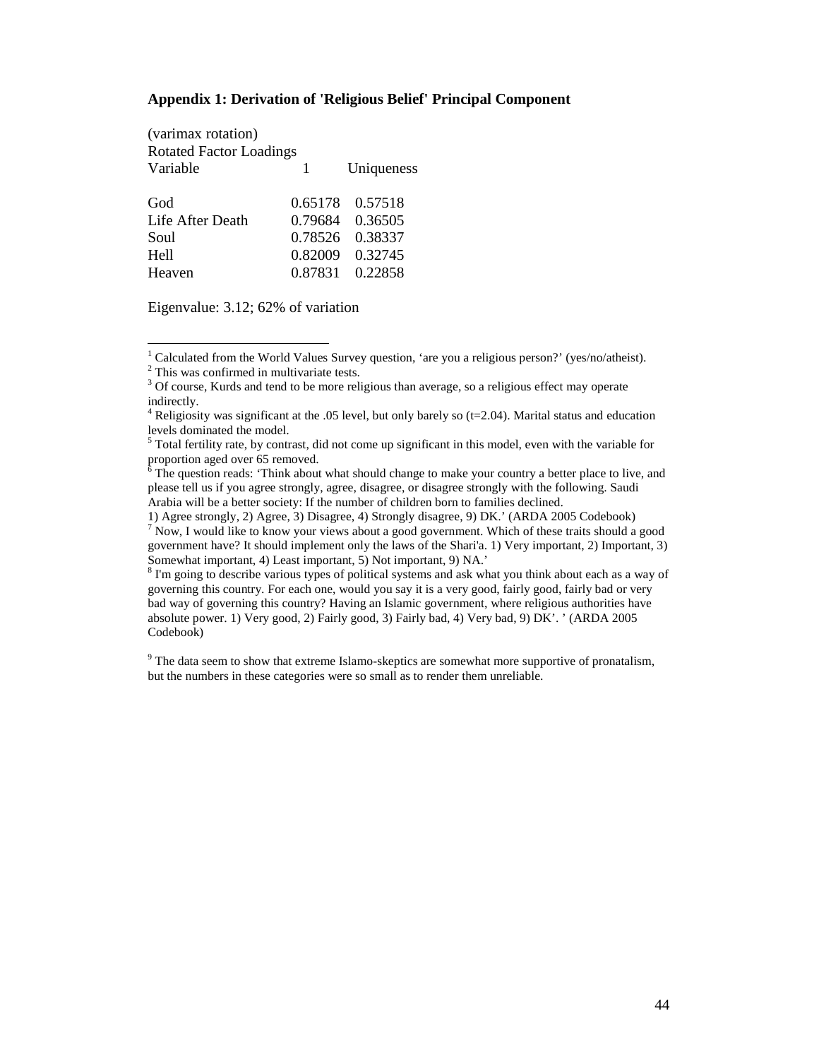**Appendix 1: Derivation of 'Religious Belief' Principal Component**

(varimax rotation)

Rotated Factor Loadings

| Variable | 1 | Uniqueness |
| --- | --- | --- |
| God | 0.65178 | 0.57518 |
| Life After Death | 0.79684 | 0.36505 |
| Soul | 0.78526 | 0.38337 |
| Hell | 0.82009 | 0.32745 |
| Heaven | 0.87831 | 0.22858 |

Eigenvalue: 3.12; 62% of variation

---

[1] Calculated from the World Values Survey question, 'are you a religious person?' (yes/no/atheist).

[2] This was confirmed in multivariate tests.

[3] Of course, Kurds and tend to be more religious than average, so a religious effect may operate indirectly.

[4] Religiosity was significant at the .05 level, but only barely so (t=2.04). Marital status and education levels dominated the model.

[5] Total fertility rate, by contrast, did not come up significant in this model, even with the variable for proportion aged over 65 removed.

[6] The question reads: 'Think about what should change to make your country a better place to live, and please tell us if you agree strongly, agree, disagree, or disagree strongly with the following. Saudi Arabia will be a better society: If the number of children born to families declined.
1) Agree strongly, 2) Agree, 3) Disagree, 4) Strongly disagree, 9) DK.' (ARDA 2005 Codebook)

[7] Now, I would like to know your views about a good government. Which of these traits should a good government have? It should implement only the laws of the Shari'a. 1) Very important, 2) Important, 3) Somewhat important, 4) Least important, 5) Not important, 9) NA.'

[8] I'm going to describe various types of political systems and ask what you think about each as a way of governing this country. For each one, would you say it is a very good, fairly good, fairly bad or very bad way of governing this country? Having an Islamic government, where religious authorities have absolute power. 1) Very good, 2) Fairly good, 3) Fairly bad, 4) Very bad, 9) DK'. ' (ARDA 2005 Codebook)

[9] The data seem to show that extreme Islamo-skeptics are somewhat more supportive of pronatalism, but the numbers in these categories were so small as to render them unreliable.